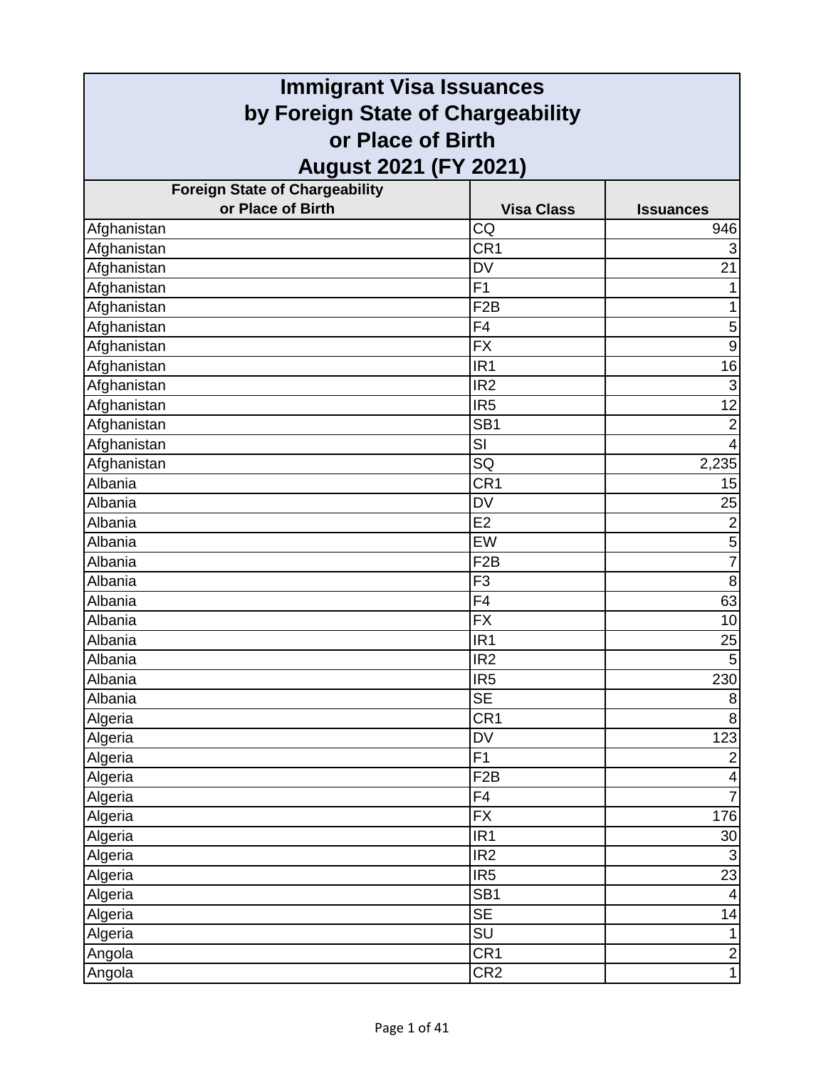# Immigrant Visa Issuances by Foreign State of Chargeability or Place of Birth August 2021 (FY 2021)

| Foreign State of Chargeability or Place of Birth | Visa Class | Issuances |
|---|---|---|
| Afghanistan | CQ | 946 |
| Afghanistan | CR1 | 3 |
| Afghanistan | DV | 21 |
| Afghanistan | F1 | 1 |
| Afghanistan | F2B | 1 |
| Afghanistan | F4 | 5 |
| Afghanistan | FX | 9 |
| Afghanistan | IR1 | 16 |
| Afghanistan | IR2 | 3 |
| Afghanistan | IR5 | 12 |
| Afghanistan | SB1 | 2 |
| Afghanistan | SI | 4 |
| Afghanistan | SQ | 2,235 |
| Albania | CR1 | 15 |
| Albania | DV | 25 |
| Albania | E2 | 2 |
| Albania | EW | 5 |
| Albania | F2B | 7 |
| Albania | F3 | 8 |
| Albania | F4 | 63 |
| Albania | FX | 10 |
| Albania | IR1 | 25 |
| Albania | IR2 | 5 |
| Albania | IR5 | 230 |
| Albania | SE | 8 |
| Algeria | CR1 | 8 |
| Algeria | DV | 123 |
| Algeria | F1 | 2 |
| Algeria | F2B | 4 |
| Algeria | F4 | 7 |
| Algeria | FX | 176 |
| Algeria | IR1 | 30 |
| Algeria | IR2 | 3 |
| Algeria | IR5 | 23 |
| Algeria | SB1 | 4 |
| Algeria | SE | 14 |
| Algeria | SU | 1 |
| Angola | CR1 | 2 |
| Angola | CR2 | 1 |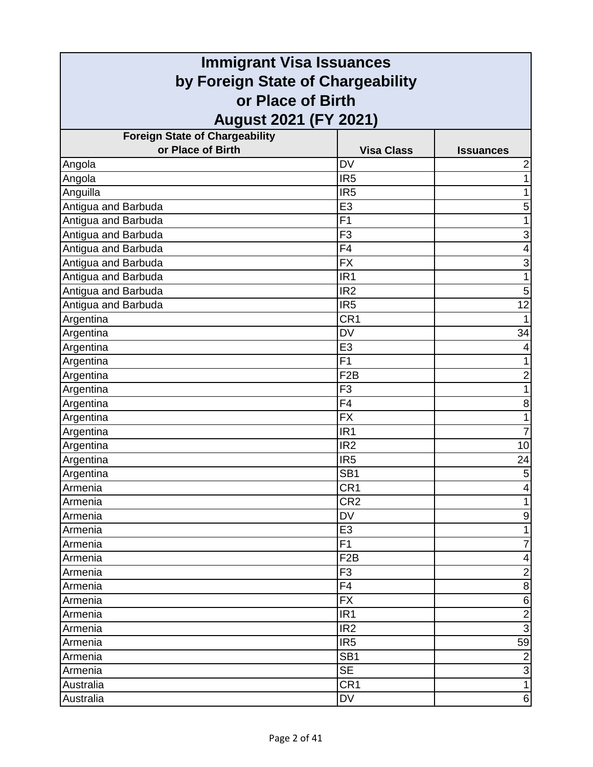# Immigrant Visa Issuances by Foreign State of Chargeability or Place of Birth August 2021 (FY 2021)

| Foreign State of Chargeability or Place of Birth | Visa Class | Issuances |
|---|---|---|
| Angola | DV | 2 |
| Angola | IR5 | 1 |
| Anguilla | IR5 | 1 |
| Antigua and Barbuda | E3 | 5 |
| Antigua and Barbuda | F1 | 1 |
| Antigua and Barbuda | F3 | 3 |
| Antigua and Barbuda | F4 | 4 |
| Antigua and Barbuda | FX | 3 |
| Antigua and Barbuda | IR1 | 1 |
| Antigua and Barbuda | IR2 | 5 |
| Antigua and Barbuda | IR5 | 12 |
| Argentina | CR1 | 1 |
| Argentina | DV | 34 |
| Argentina | E3 | 4 |
| Argentina | F1 | 1 |
| Argentina | F2B | 2 |
| Argentina | F3 | 1 |
| Argentina | F4 | 8 |
| Argentina | FX | 1 |
| Argentina | IR1 | 7 |
| Argentina | IR2 | 10 |
| Argentina | IR5 | 24 |
| Argentina | SB1 | 5 |
| Armenia | CR1 | 4 |
| Armenia | CR2 | 1 |
| Armenia | DV | 9 |
| Armenia | E3 | 1 |
| Armenia | F1 | 7 |
| Armenia | F2B | 4 |
| Armenia | F3 | 2 |
| Armenia | F4 | 8 |
| Armenia | FX | 6 |
| Armenia | IR1 | 2 |
| Armenia | IR2 | 3 |
| Armenia | IR5 | 59 |
| Armenia | SB1 | 2 |
| Armenia | SE | 3 |
| Australia | CR1 | 1 |
| Australia | DV | 6 |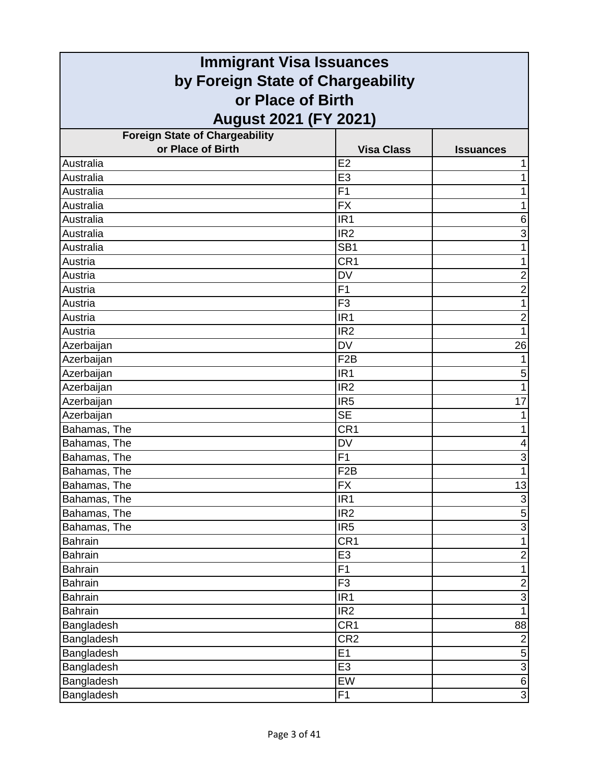# Immigrant Visa Issuances by Foreign State of Chargeability or Place of Birth August 2021 (FY 2021)

| Foreign State of Chargeability or Place of Birth | Visa Class | Issuances |
|---|---|---|
| Australia | E2 | 1 |
| Australia | E3 | 1 |
| Australia | F1 | 1 |
| Australia | FX | 1 |
| Australia | IR1 | 6 |
| Australia | IR2 | 3 |
| Australia | SB1 | 1 |
| Austria | CR1 | 1 |
| Austria | DV | 2 |
| Austria | F1 | 2 |
| Austria | F3 | 1 |
| Austria | IR1 | 2 |
| Austria | IR2 | 1 |
| Azerbaijan | DV | 26 |
| Azerbaijan | F2B | 1 |
| Azerbaijan | IR1 | 5 |
| Azerbaijan | IR2 | 1 |
| Azerbaijan | IR5 | 17 |
| Azerbaijan | SE | 1 |
| Bahamas, The | CR1 | 1 |
| Bahamas, The | DV | 4 |
| Bahamas, The | F1 | 3 |
| Bahamas, The | F2B | 1 |
| Bahamas, The | FX | 13 |
| Bahamas, The | IR1 | 3 |
| Bahamas, The | IR2 | 5 |
| Bahamas, The | IR5 | 3 |
| Bahrain | CR1 | 1 |
| Bahrain | E3 | 2 |
| Bahrain | F1 | 1 |
| Bahrain | F3 | 2 |
| Bahrain | IR1 | 3 |
| Bahrain | IR2 | 1 |
| Bangladesh | CR1 | 88 |
| Bangladesh | CR2 | 2 |
| Bangladesh | E1 | 5 |
| Bangladesh | E3 | 3 |
| Bangladesh | EW | 6 |
| Bangladesh | F1 | 3 |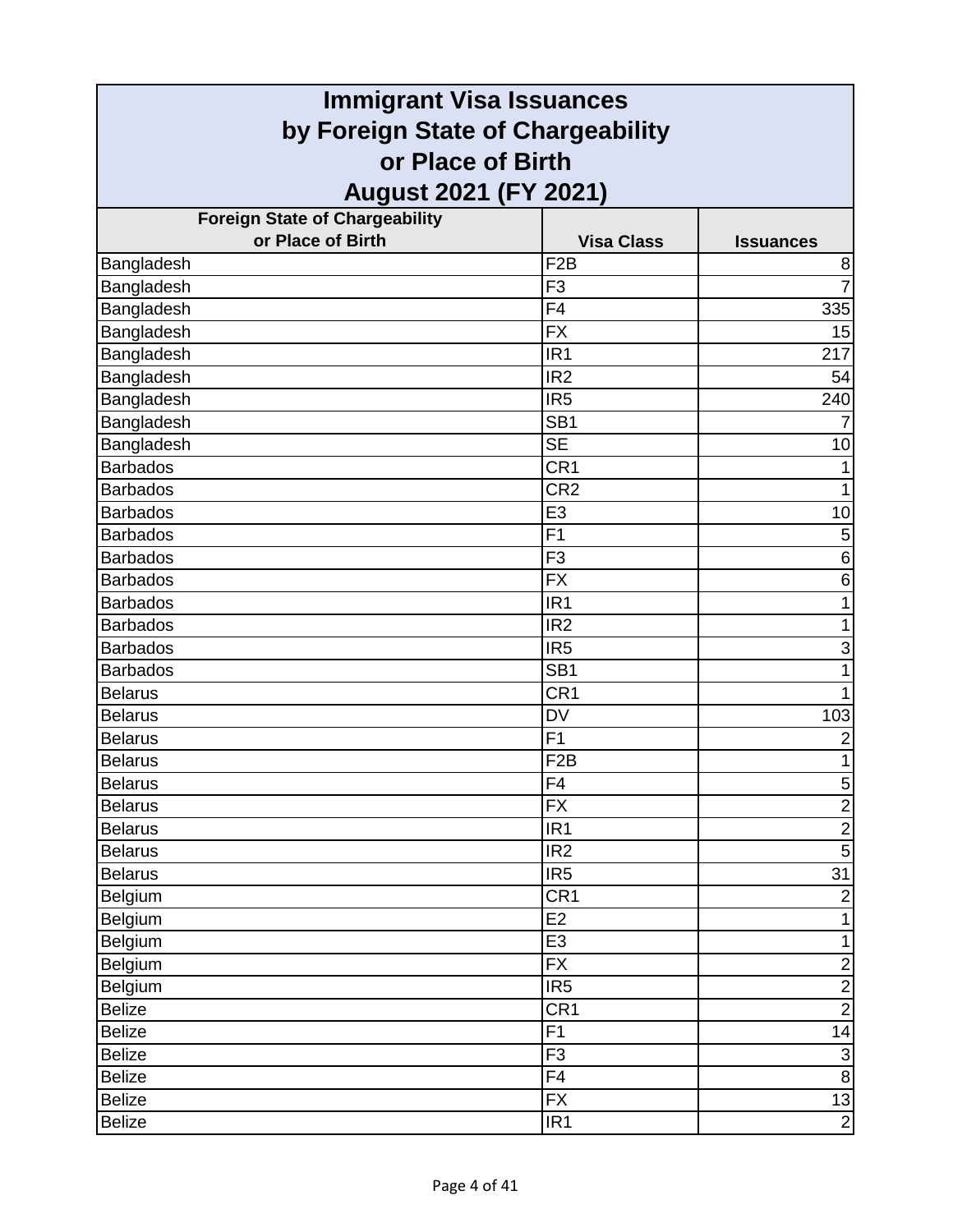# Immigrant Visa Issuances by Foreign State of Chargeability or Place of Birth August 2021 (FY 2021)

| Foreign State of Chargeability or Place of Birth | Visa Class | Issuances |
|---|---|---|
| Bangladesh | F2B | 8 |
| Bangladesh | F3 | 7 |
| Bangladesh | F4 | 335 |
| Bangladesh | FX | 15 |
| Bangladesh | IR1 | 217 |
| Bangladesh | IR2 | 54 |
| Bangladesh | IR5 | 240 |
| Bangladesh | SB1 | 7 |
| Bangladesh | SE | 10 |
| Barbados | CR1 | 1 |
| Barbados | CR2 | 1 |
| Barbados | E3 | 10 |
| Barbados | F1 | 5 |
| Barbados | F3 | 6 |
| Barbados | FX | 6 |
| Barbados | IR1 | 1 |
| Barbados | IR2 | 1 |
| Barbados | IR5 | 3 |
| Barbados | SB1 | 1 |
| Belarus | CR1 | 1 |
| Belarus | DV | 103 |
| Belarus | F1 | 2 |
| Belarus | F2B | 1 |
| Belarus | F4 | 5 |
| Belarus | FX | 2 |
| Belarus | IR1 | 2 |
| Belarus | IR2 | 5 |
| Belarus | IR5 | 31 |
| Belgium | CR1 | 2 |
| Belgium | E2 | 1 |
| Belgium | E3 | 1 |
| Belgium | FX | 2 |
| Belgium | IR5 | 2 |
| Belize | CR1 | 2 |
| Belize | F1 | 14 |
| Belize | F3 | 3 |
| Belize | F4 | 8 |
| Belize | FX | 13 |
| Belize | IR1 | 2 |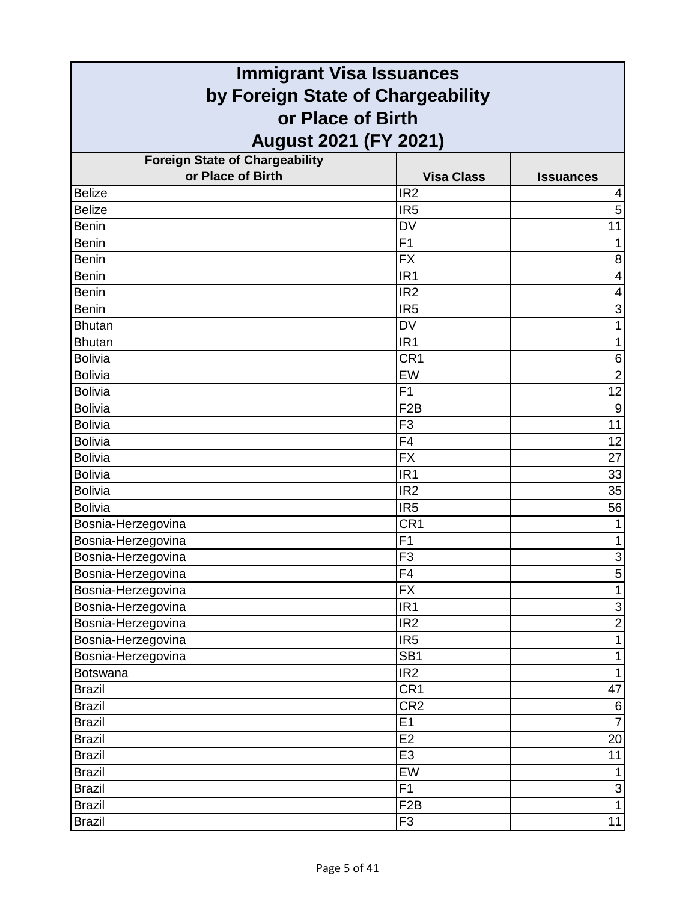# Immigrant Visa Issuances by Foreign State of Chargeability or Place of Birth August 2021 (FY 2021)

| Foreign State of Chargeability or Place of Birth | Visa Class | Issuances |
|---|---|---|
| Belize | IR2 | 4 |
| Belize | IR5 | 5 |
| Benin | DV | 11 |
| Benin | F1 | 1 |
| Benin | FX | 8 |
| Benin | IR1 | 4 |
| Benin | IR2 | 4 |
| Benin | IR5 | 3 |
| Bhutan | DV | 1 |
| Bhutan | IR1 | 1 |
| Bolivia | CR1 | 6 |
| Bolivia | EW | 2 |
| Bolivia | F1 | 12 |
| Bolivia | F2B | 9 |
| Bolivia | F3 | 11 |
| Bolivia | F4 | 12 |
| Bolivia | FX | 27 |
| Bolivia | IR1 | 33 |
| Bolivia | IR2 | 35 |
| Bolivia | IR5 | 56 |
| Bosnia-Herzegovina | CR1 | 1 |
| Bosnia-Herzegovina | F1 | 1 |
| Bosnia-Herzegovina | F3 | 3 |
| Bosnia-Herzegovina | F4 | 5 |
| Bosnia-Herzegovina | FX | 1 |
| Bosnia-Herzegovina | IR1 | 3 |
| Bosnia-Herzegovina | IR2 | 2 |
| Bosnia-Herzegovina | IR5 | 1 |
| Bosnia-Herzegovina | SB1 | 1 |
| Botswana | IR2 | 1 |
| Brazil | CR1 | 47 |
| Brazil | CR2 | 6 |
| Brazil | E1 | 7 |
| Brazil | E2 | 20 |
| Brazil | E3 | 11 |
| Brazil | EW | 1 |
| Brazil | F1 | 3 |
| Brazil | F2B | 1 |
| Brazil | F3 | 11 |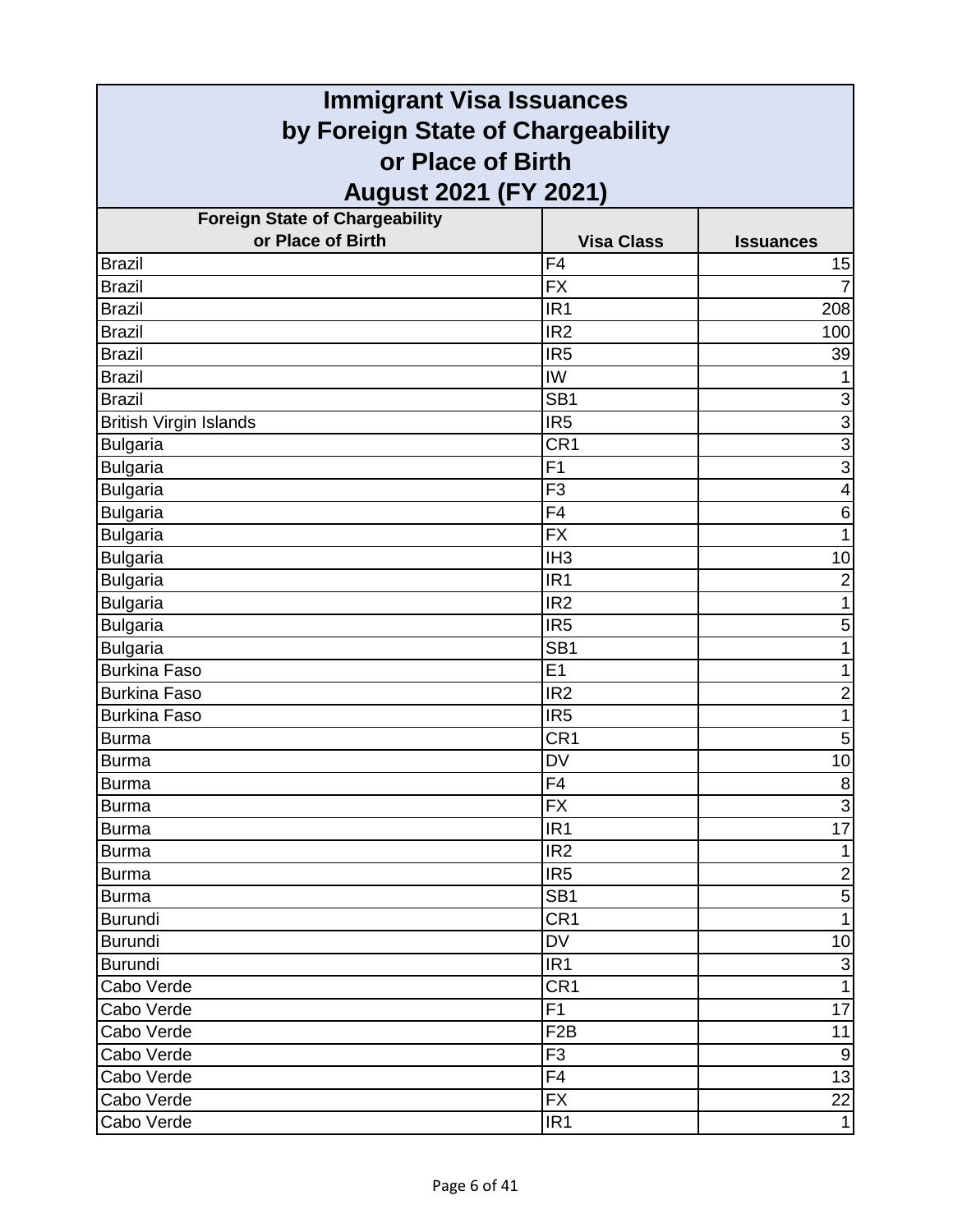# Immigrant Visa Issuances by Foreign State of Chargeability or Place of Birth August 2021 (FY 2021)

| Foreign State of Chargeability or Place of Birth | Visa Class | Issuances |
|---|---|---|
| Brazil | F4 | 15 |
| Brazil | FX | 7 |
| Brazil | IR1 | 208 |
| Brazil | IR2 | 100 |
| Brazil | IR5 | 39 |
| Brazil | IW | 1 |
| Brazil | SB1 | 3 |
| British Virgin Islands | IR5 | 3 |
| Bulgaria | CR1 | 3 |
| Bulgaria | F1 | 3 |
| Bulgaria | F3 | 4 |
| Bulgaria | F4 | 6 |
| Bulgaria | FX | 1 |
| Bulgaria | IH3 | 10 |
| Bulgaria | IR1 | 2 |
| Bulgaria | IR2 | 1 |
| Bulgaria | IR5 | 5 |
| Bulgaria | SB1 | 1 |
| Burkina Faso | E1 | 1 |
| Burkina Faso | IR2 | 2 |
| Burkina Faso | IR5 | 1 |
| Burma | CR1 | 5 |
| Burma | DV | 10 |
| Burma | F4 | 8 |
| Burma | FX | 3 |
| Burma | IR1 | 17 |
| Burma | IR2 | 1 |
| Burma | IR5 | 2 |
| Burma | SB1 | 5 |
| Burundi | CR1 | 1 |
| Burundi | DV | 10 |
| Burundi | IR1 | 3 |
| Cabo Verde | CR1 | 1 |
| Cabo Verde | F1 | 17 |
| Cabo Verde | F2B | 11 |
| Cabo Verde | F3 | 9 |
| Cabo Verde | F4 | 13 |
| Cabo Verde | FX | 22 |
| Cabo Verde | IR1 | 1 |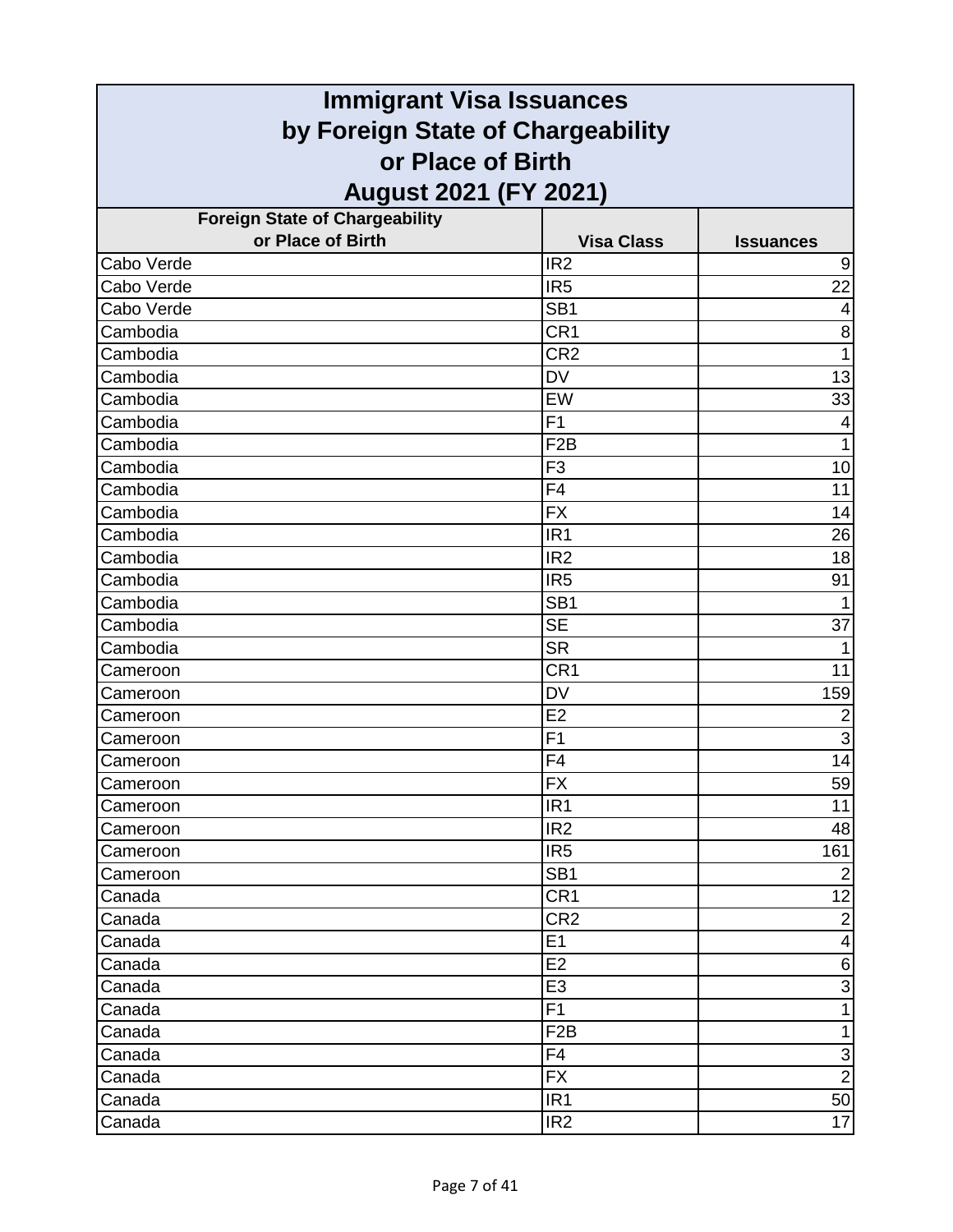# Immigrant Visa Issuances by Foreign State of Chargeability or Place of Birth August 2021 (FY 2021)

| Foreign State of Chargeability or Place of Birth | Visa Class | Issuances |
|---|---|---|
| Cabo Verde | IR2 | 9 |
| Cabo Verde | IR5 | 22 |
| Cabo Verde | SB1 | 4 |
| Cambodia | CR1 | 8 |
| Cambodia | CR2 | 1 |
| Cambodia | DV | 13 |
| Cambodia | EW | 33 |
| Cambodia | F1 | 4 |
| Cambodia | F2B | 1 |
| Cambodia | F3 | 10 |
| Cambodia | F4 | 11 |
| Cambodia | FX | 14 |
| Cambodia | IR1 | 26 |
| Cambodia | IR2 | 18 |
| Cambodia | IR5 | 91 |
| Cambodia | SB1 | 1 |
| Cambodia | SE | 37 |
| Cambodia | SR | 1 |
| Cameroon | CR1 | 11 |
| Cameroon | DV | 159 |
| Cameroon | E2 | 2 |
| Cameroon | F1 | 3 |
| Cameroon | F4 | 14 |
| Cameroon | FX | 59 |
| Cameroon | IR1 | 11 |
| Cameroon | IR2 | 48 |
| Cameroon | IR5 | 161 |
| Cameroon | SB1 | 2 |
| Canada | CR1 | 12 |
| Canada | CR2 | 2 |
| Canada | E1 | 4 |
| Canada | E2 | 6 |
| Canada | E3 | 3 |
| Canada | F1 | 1 |
| Canada | F2B | 1 |
| Canada | F4 | 3 |
| Canada | FX | 2 |
| Canada | IR1 | 50 |
| Canada | IR2 | 17 |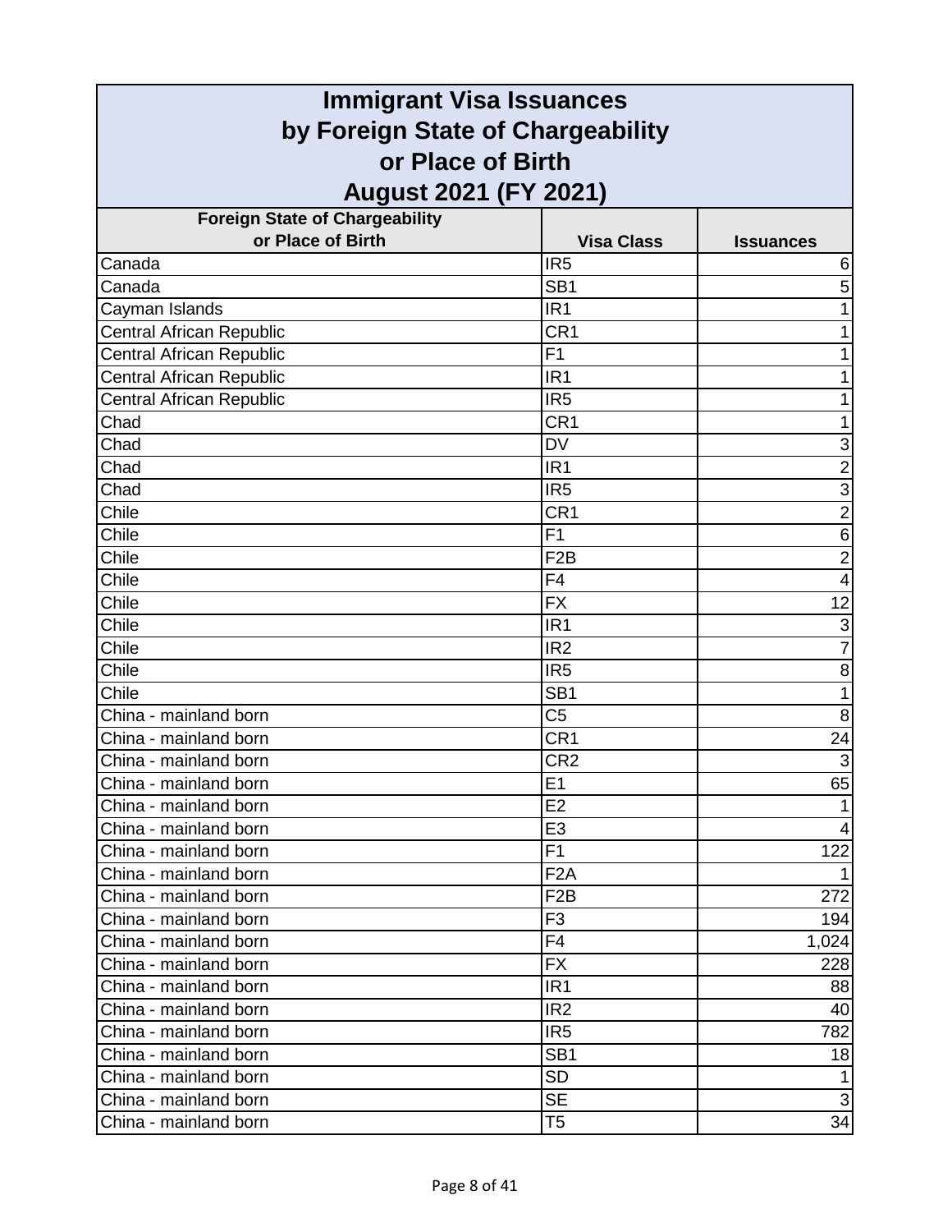# Immigrant Visa Issuances by Foreign State of Chargeability or Place of Birth August 2021 (FY 2021)

| Foreign State of Chargeability or Place of Birth | Visa Class | Issuances |
|---|---|---|
| Canada | IR5 | 6 |
| Canada | SB1 | 5 |
| Cayman Islands | IR1 | 1 |
| Central African Republic | CR1 | 1 |
| Central African Republic | F1 | 1 |
| Central African Republic | IR1 | 1 |
| Central African Republic | IR5 | 1 |
| Chad | CR1 | 1 |
| Chad | DV | 3 |
| Chad | IR1 | 2 |
| Chad | IR5 | 3 |
| Chile | CR1 | 2 |
| Chile | F1 | 6 |
| Chile | F2B | 2 |
| Chile | F4 | 4 |
| Chile | FX | 12 |
| Chile | IR1 | 3 |
| Chile | IR2 | 7 |
| Chile | IR5 | 8 |
| Chile | SB1 | 1 |
| China - mainland born | C5 | 8 |
| China - mainland born | CR1 | 24 |
| China - mainland born | CR2 | 3 |
| China - mainland born | E1 | 65 |
| China - mainland born | E2 | 1 |
| China - mainland born | E3 | 4 |
| China - mainland born | F1 | 122 |
| China - mainland born | F2A | 1 |
| China - mainland born | F2B | 272 |
| China - mainland born | F3 | 194 |
| China - mainland born | F4 | 1,024 |
| China - mainland born | FX | 228 |
| China - mainland born | IR1 | 88 |
| China - mainland born | IR2 | 40 |
| China - mainland born | IR5 | 782 |
| China - mainland born | SB1 | 18 |
| China - mainland born | SD | 1 |
| China - mainland born | SE | 3 |
| China - mainland born | T5 | 34 |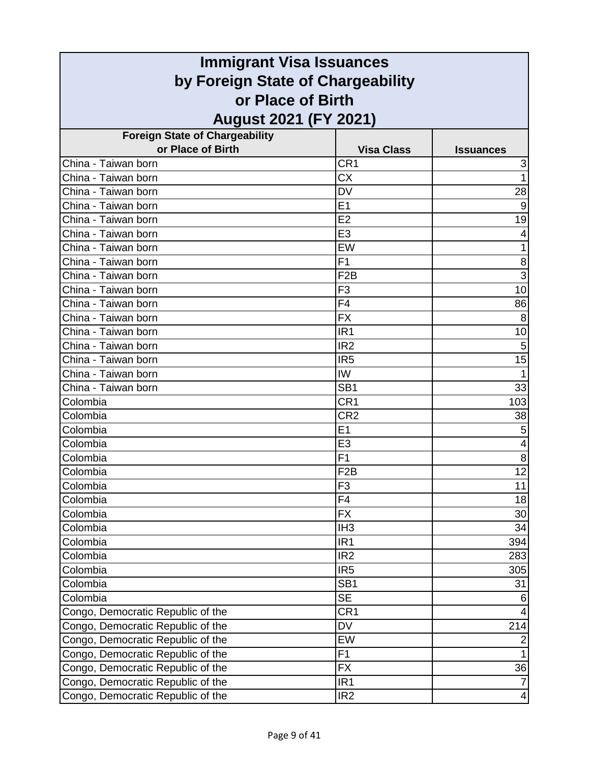# Immigrant Visa Issuances by Foreign State of Chargeability or Place of Birth August 2021 (FY 2021)

| Foreign State of Chargeability or Place of Birth | Visa Class | Issuances |
|---|---|---|
| China - Taiwan born | CR1 | 3 |
| China - Taiwan born | CX | 1 |
| China - Taiwan born | DV | 28 |
| China - Taiwan born | E1 | 9 |
| China - Taiwan born | E2 | 19 |
| China - Taiwan born | E3 | 4 |
| China - Taiwan born | EW | 1 |
| China - Taiwan born | F1 | 8 |
| China - Taiwan born | F2B | 3 |
| China - Taiwan born | F3 | 10 |
| China - Taiwan born | F4 | 86 |
| China - Taiwan born | FX | 8 |
| China - Taiwan born | IR1 | 10 |
| China - Taiwan born | IR2 | 5 |
| China - Taiwan born | IR5 | 15 |
| China - Taiwan born | IW | 1 |
| China - Taiwan born | SB1 | 33 |
| Colombia | CR1 | 103 |
| Colombia | CR2 | 38 |
| Colombia | E1 | 5 |
| Colombia | E3 | 4 |
| Colombia | F1 | 8 |
| Colombia | F2B | 12 |
| Colombia | F3 | 11 |
| Colombia | F4 | 18 |
| Colombia | FX | 30 |
| Colombia | IH3 | 34 |
| Colombia | IR1 | 394 |
| Colombia | IR2 | 283 |
| Colombia | IR5 | 305 |
| Colombia | SB1 | 31 |
| Colombia | SE | 6 |
| Congo, Democratic Republic of the | CR1 | 4 |
| Congo, Democratic Republic of the | DV | 214 |
| Congo, Democratic Republic of the | EW | 2 |
| Congo, Democratic Republic of the | F1 | 1 |
| Congo, Democratic Republic of the | FX | 36 |
| Congo, Democratic Republic of the | IR1 | 7 |
| Congo, Democratic Republic of the | IR2 | 4 |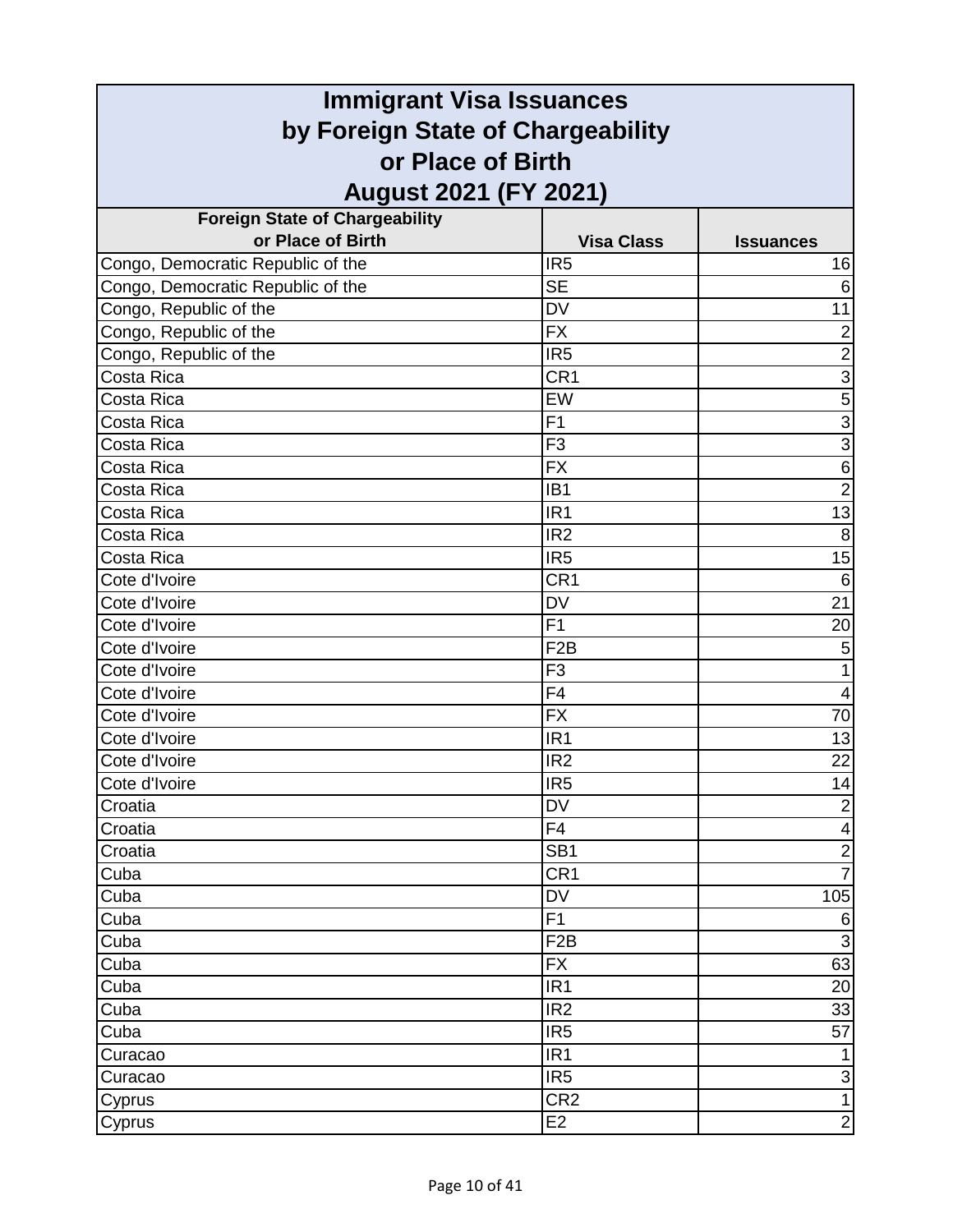# Immigrant Visa Issuances by Foreign State of Chargeability or Place of Birth August 2021 (FY 2021)

| Foreign State of Chargeability or Place of Birth | Visa Class | Issuances |
|---|---|---|
| Congo, Democratic Republic of the | IR5 | 16 |
| Congo, Democratic Republic of the | SE | 6 |
| Congo, Republic of the | DV | 11 |
| Congo, Republic of the | FX | 2 |
| Congo, Republic of the | IR5 | 2 |
| Costa Rica | CR1 | 3 |
| Costa Rica | EW | 5 |
| Costa Rica | F1 | 3 |
| Costa Rica | F3 | 3 |
| Costa Rica | FX | 6 |
| Costa Rica | IB1 | 2 |
| Costa Rica | IR1 | 13 |
| Costa Rica | IR2 | 8 |
| Costa Rica | IR5 | 15 |
| Cote d'Ivoire | CR1 | 6 |
| Cote d'Ivoire | DV | 21 |
| Cote d'Ivoire | F1 | 20 |
| Cote d'Ivoire | F2B | 5 |
| Cote d'Ivoire | F3 | 1 |
| Cote d'Ivoire | F4 | 4 |
| Cote d'Ivoire | FX | 70 |
| Cote d'Ivoire | IR1 | 13 |
| Cote d'Ivoire | IR2 | 22 |
| Cote d'Ivoire | IR5 | 14 |
| Croatia | DV | 2 |
| Croatia | F4 | 4 |
| Croatia | SB1 | 2 |
| Cuba | CR1 | 7 |
| Cuba | DV | 105 |
| Cuba | F1 | 6 |
| Cuba | F2B | 3 |
| Cuba | FX | 63 |
| Cuba | IR1 | 20 |
| Cuba | IR2 | 33 |
| Cuba | IR5 | 57 |
| Curacao | IR1 | 1 |
| Curacao | IR5 | 3 |
| Cyprus | CR2 | 1 |
| Cyprus | E2 | 2 |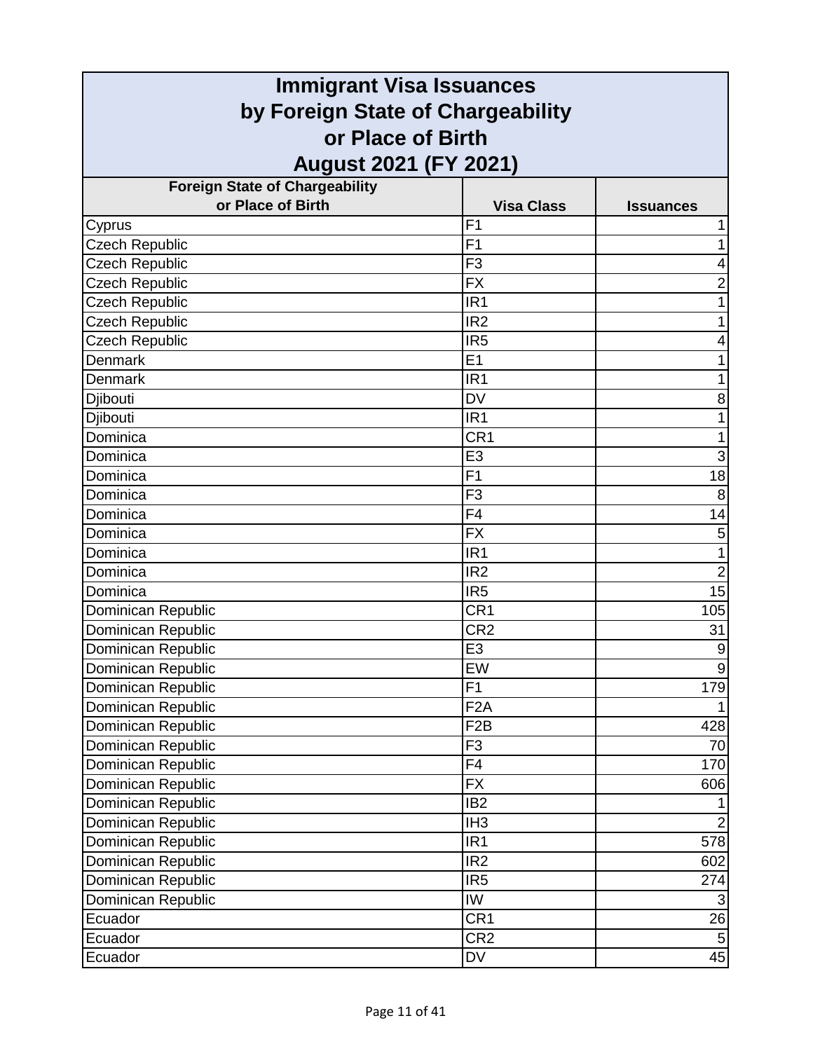# Immigrant Visa Issuances by Foreign State of Chargeability or Place of Birth August 2021 (FY 2021)

| Foreign State of Chargeability or Place of Birth | Visa Class | Issuances |
|---|---|---|
| Cyprus | F1 | 1 |
| Czech Republic | F1 | 1 |
| Czech Republic | F3 | 4 |
| Czech Republic | FX | 2 |
| Czech Republic | IR1 | 1 |
| Czech Republic | IR2 | 1 |
| Czech Republic | IR5 | 4 |
| Denmark | E1 | 1 |
| Denmark | IR1 | 1 |
| Djibouti | DV | 8 |
| Djibouti | IR1 | 1 |
| Dominica | CR1 | 1 |
| Dominica | E3 | 3 |
| Dominica | F1 | 18 |
| Dominica | F3 | 8 |
| Dominica | F4 | 14 |
| Dominica | FX | 5 |
| Dominica | IR1 | 1 |
| Dominica | IR2 | 2 |
| Dominica | IR5 | 15 |
| Dominican Republic | CR1 | 105 |
| Dominican Republic | CR2 | 31 |
| Dominican Republic | E3 | 9 |
| Dominican Republic | EW | 9 |
| Dominican Republic | F1 | 179 |
| Dominican Republic | F2A | 1 |
| Dominican Republic | F2B | 428 |
| Dominican Republic | F3 | 70 |
| Dominican Republic | F4 | 170 |
| Dominican Republic | FX | 606 |
| Dominican Republic | IB2 | 1 |
| Dominican Republic | IH3 | 2 |
| Dominican Republic | IR1 | 578 |
| Dominican Republic | IR2 | 602 |
| Dominican Republic | IR5 | 274 |
| Dominican Republic | IW | 3 |
| Ecuador | CR1 | 26 |
| Ecuador | CR2 | 5 |
| Ecuador | DV | 45 |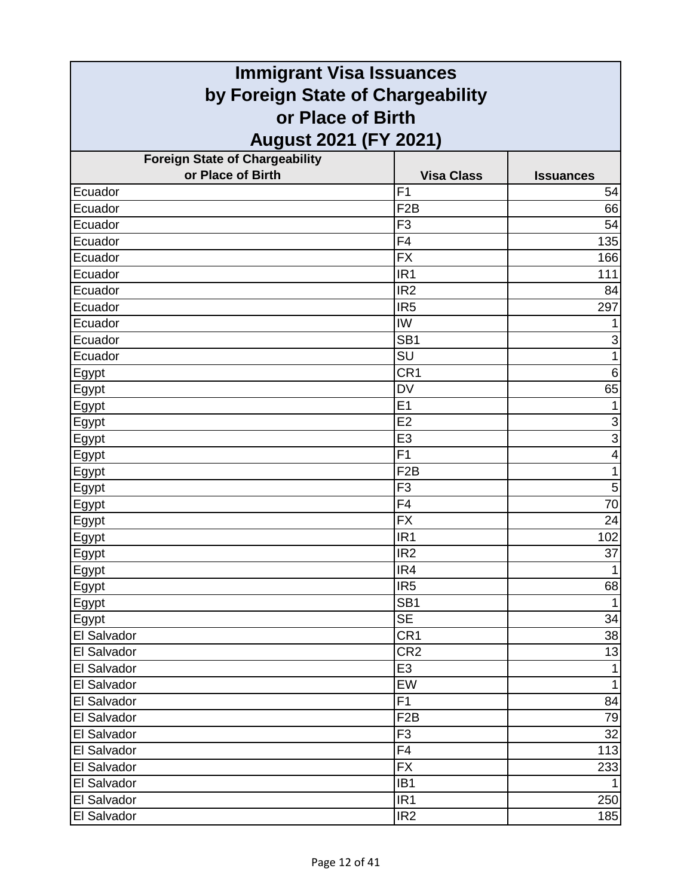# Immigrant Visa Issuances by Foreign State of Chargeability or Place of Birth August 2021 (FY 2021)

| Foreign State of Chargeability or Place of Birth | Visa Class | Issuances |
|---|---|---|
| Ecuador | F1 | 54 |
| Ecuador | F2B | 66 |
| Ecuador | F3 | 54 |
| Ecuador | F4 | 135 |
| Ecuador | FX | 166 |
| Ecuador | IR1 | 111 |
| Ecuador | IR2 | 84 |
| Ecuador | IR5 | 297 |
| Ecuador | IW | 1 |
| Ecuador | SB1 | 3 |
| Ecuador | SU | 1 |
| Egypt | CR1 | 6 |
| Egypt | DV | 65 |
| Egypt | E1 | 1 |
| Egypt | E2 | 3 |
| Egypt | E3 | 3 |
| Egypt | F1 | 4 |
| Egypt | F2B | 1 |
| Egypt | F3 | 5 |
| Egypt | F4 | 70 |
| Egypt | FX | 24 |
| Egypt | IR1 | 102 |
| Egypt | IR2 | 37 |
| Egypt | IR4 | 1 |
| Egypt | IR5 | 68 |
| Egypt | SB1 | 1 |
| Egypt | SE | 34 |
| El Salvador | CR1 | 38 |
| El Salvador | CR2 | 13 |
| El Salvador | E3 | 1 |
| El Salvador | EW | 1 |
| El Salvador | F1 | 84 |
| El Salvador | F2B | 79 |
| El Salvador | F3 | 32 |
| El Salvador | F4 | 113 |
| El Salvador | FX | 233 |
| El Salvador | IB1 | 1 |
| El Salvador | IR1 | 250 |
| El Salvador | IR2 | 185 |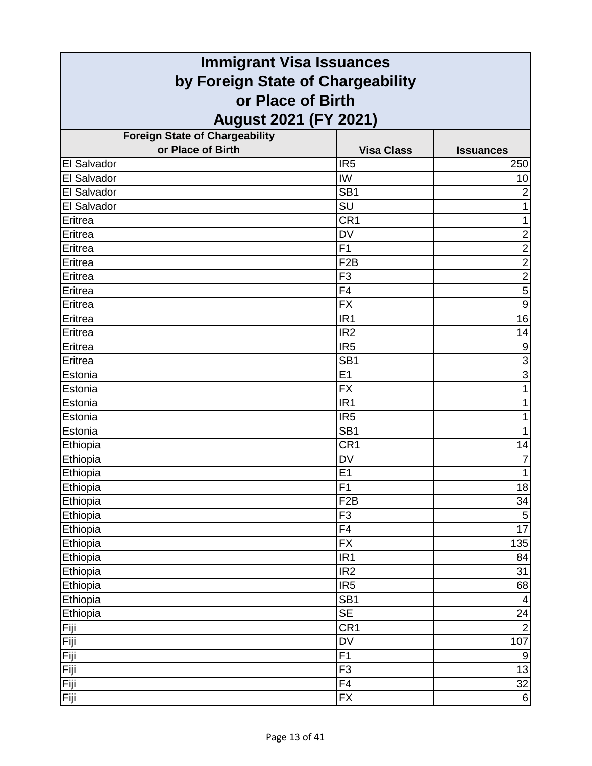# Immigrant Visa Issuances by Foreign State of Chargeability or Place of Birth August 2021 (FY 2021)

| Foreign State of Chargeability or Place of Birth | Visa Class | Issuances |
| --- | --- | --- |
| El Salvador | IR5 | 250 |
| El Salvador | IW | 10 |
| El Salvador | SB1 | 2 |
| El Salvador | SU | 1 |
| Eritrea | CR1 | 1 |
| Eritrea | DV | 2 |
| Eritrea | F1 | 2 |
| Eritrea | F2B | 2 |
| Eritrea | F3 | 2 |
| Eritrea | F4 | 5 |
| Eritrea | FX | 9 |
| Eritrea | IR1 | 16 |
| Eritrea | IR2 | 14 |
| Eritrea | IR5 | 9 |
| Eritrea | SB1 | 3 |
| Estonia | E1 | 3 |
| Estonia | FX | 1 |
| Estonia | IR1 | 1 |
| Estonia | IR5 | 1 |
| Estonia | SB1 | 1 |
| Ethiopia | CR1 | 14 |
| Ethiopia | DV | 7 |
| Ethiopia | E1 | 1 |
| Ethiopia | F1 | 18 |
| Ethiopia | F2B | 34 |
| Ethiopia | F3 | 5 |
| Ethiopia | F4 | 17 |
| Ethiopia | FX | 135 |
| Ethiopia | IR1 | 84 |
| Ethiopia | IR2 | 31 |
| Ethiopia | IR5 | 68 |
| Ethiopia | SB1 | 4 |
| Ethiopia | SE | 24 |
| Fiji | CR1 | 2 |
| Fiji | DV | 107 |
| Fiji | F1 | 9 |
| Fiji | F3 | 13 |
| Fiji | F4 | 32 |
| Fiji | FX | 6 |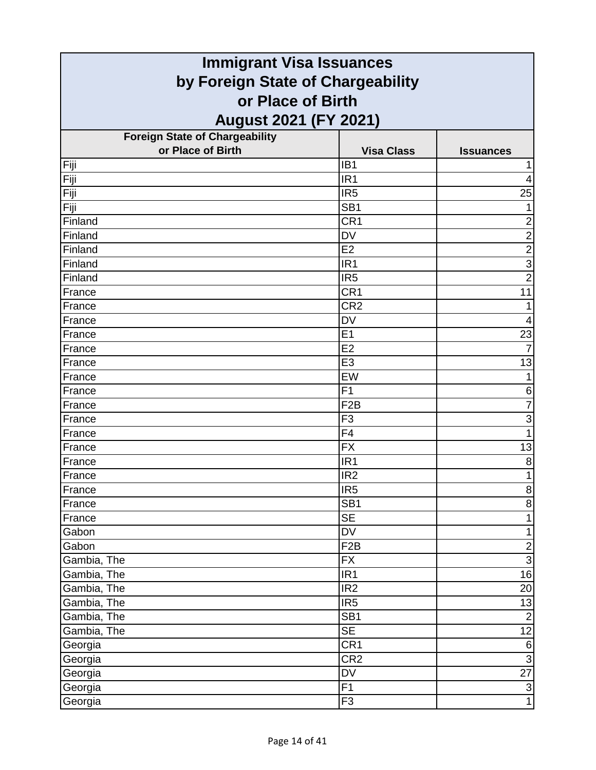# Immigrant Visa Issuances by Foreign State of Chargeability or Place of Birth August 2021 (FY 2021)

| Foreign State of Chargeability or Place of Birth | Visa Class | Issuances |
|---|---|---|
| Fiji | IB1 | 1 |
| Fiji | IR1 | 4 |
| Fiji | IR5 | 25 |
| Fiji | SB1 | 1 |
| Finland | CR1 | 2 |
| Finland | DV | 2 |
| Finland | E2 | 2 |
| Finland | IR1 | 3 |
| Finland | IR5 | 2 |
| France | CR1 | 11 |
| France | CR2 | 1 |
| France | DV | 4 |
| France | E1 | 23 |
| France | E2 | 7 |
| France | E3 | 13 |
| France | EW | 1 |
| France | F1 | 6 |
| France | F2B | 7 |
| France | F3 | 3 |
| France | F4 | 1 |
| France | FX | 13 |
| France | IR1 | 8 |
| France | IR2 | 1 |
| France | IR5 | 8 |
| France | SB1 | 8 |
| France | SE | 1 |
| Gabon | DV | 1 |
| Gabon | F2B | 2 |
| Gambia, The | FX | 3 |
| Gambia, The | IR1 | 16 |
| Gambia, The | IR2 | 20 |
| Gambia, The | IR5 | 13 |
| Gambia, The | SB1 | 2 |
| Gambia, The | SE | 12 |
| Georgia | CR1 | 6 |
| Georgia | CR2 | 3 |
| Georgia | DV | 27 |
| Georgia | F1 | 3 |
| Georgia | F3 | 1 |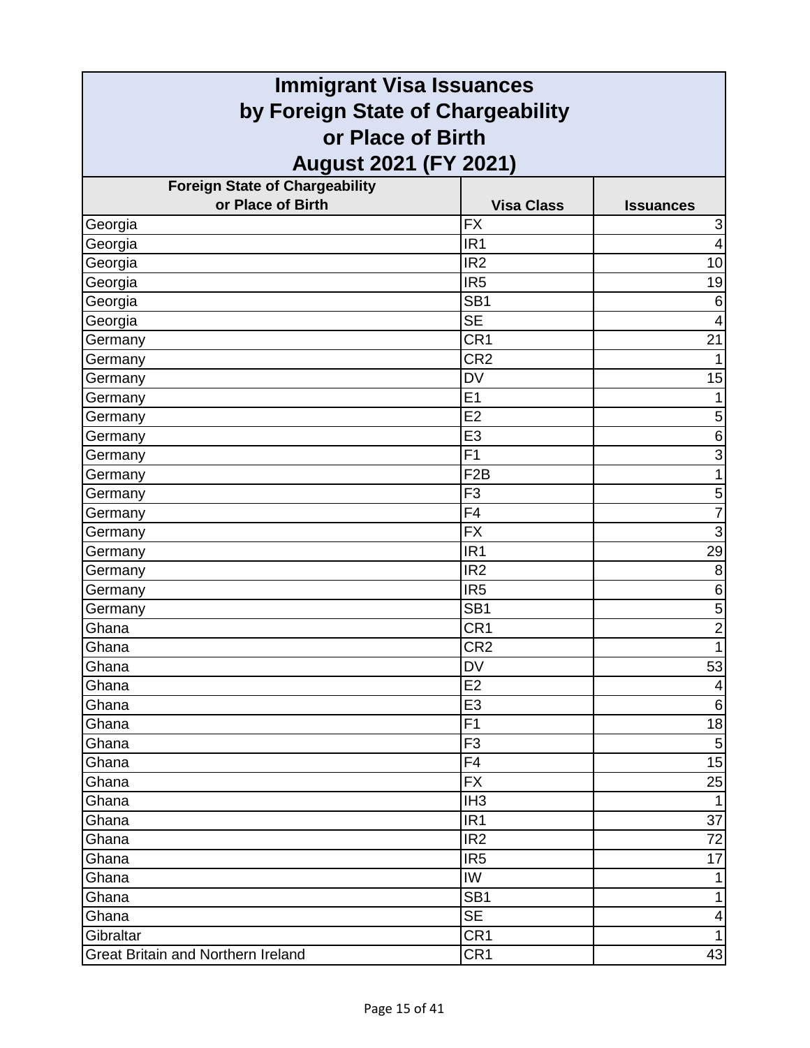# Immigrant Visa Issuances by Foreign State of Chargeability or Place of Birth August 2021 (FY 2021)

| Foreign State of Chargeability or Place of Birth | Visa Class | Issuances |
|---|---|---|
| Georgia | FX | 3 |
| Georgia | IR1 | 4 |
| Georgia | IR2 | 10 |
| Georgia | IR5 | 19 |
| Georgia | SB1 | 6 |
| Georgia | SE | 4 |
| Germany | CR1 | 21 |
| Germany | CR2 | 1 |
| Germany | DV | 15 |
| Germany | E1 | 1 |
| Germany | E2 | 5 |
| Germany | E3 | 6 |
| Germany | F1 | 3 |
| Germany | F2B | 1 |
| Germany | F3 | 5 |
| Germany | F4 | 7 |
| Germany | FX | 3 |
| Germany | IR1 | 29 |
| Germany | IR2 | 8 |
| Germany | IR5 | 6 |
| Germany | SB1 | 5 |
| Ghana | CR1 | 2 |
| Ghana | CR2 | 1 |
| Ghana | DV | 53 |
| Ghana | E2 | 4 |
| Ghana | E3 | 6 |
| Ghana | F1 | 18 |
| Ghana | F3 | 5 |
| Ghana | F4 | 15 |
| Ghana | FX | 25 |
| Ghana | IH3 | 1 |
| Ghana | IR1 | 37 |
| Ghana | IR2 | 72 |
| Ghana | IR5 | 17 |
| Ghana | IW | 1 |
| Ghana | SB1 | 1 |
| Ghana | SE | 4 |
| Gibraltar | CR1 | 1 |
| Great Britain and Northern Ireland | CR1 | 43 |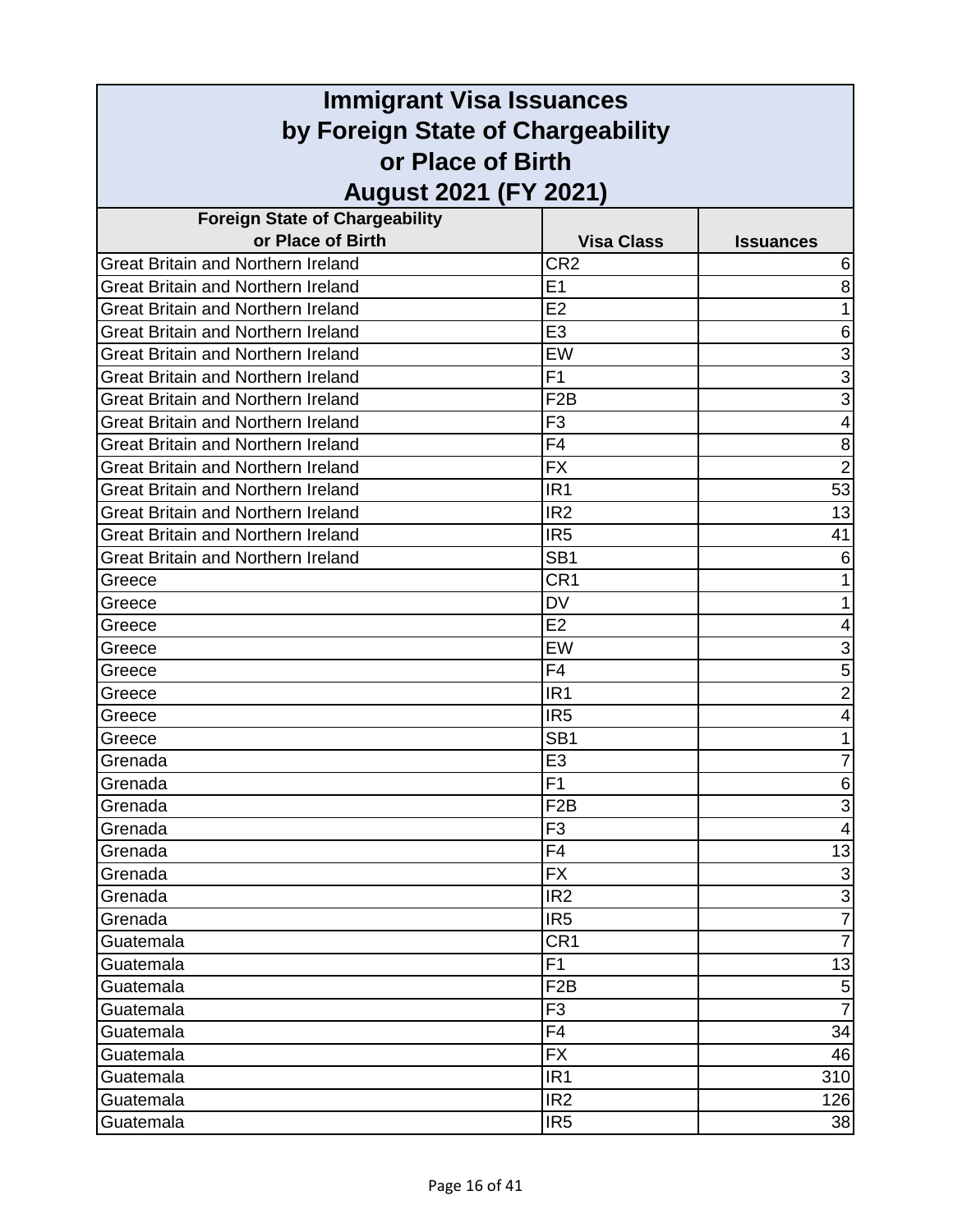# Immigrant Visa Issuances by Foreign State of Chargeability or Place of Birth August 2021 (FY 2021)

| Foreign State of Chargeability or Place of Birth | Visa Class | Issuances |
|---|---|---|
| Great Britain and Northern Ireland | CR2 | 6 |
| Great Britain and Northern Ireland | E1 | 8 |
| Great Britain and Northern Ireland | E2 | 1 |
| Great Britain and Northern Ireland | E3 | 6 |
| Great Britain and Northern Ireland | EW | 3 |
| Great Britain and Northern Ireland | F1 | 3 |
| Great Britain and Northern Ireland | F2B | 3 |
| Great Britain and Northern Ireland | F3 | 4 |
| Great Britain and Northern Ireland | F4 | 8 |
| Great Britain and Northern Ireland | FX | 2 |
| Great Britain and Northern Ireland | IR1 | 53 |
| Great Britain and Northern Ireland | IR2 | 13 |
| Great Britain and Northern Ireland | IR5 | 41 |
| Great Britain and Northern Ireland | SB1 | 6 |
| Greece | CR1 | 1 |
| Greece | DV | 1 |
| Greece | E2 | 4 |
| Greece | EW | 3 |
| Greece | F4 | 5 |
| Greece | IR1 | 2 |
| Greece | IR5 | 4 |
| Greece | SB1 | 1 |
| Grenada | E3 | 7 |
| Grenada | F1 | 6 |
| Grenada | F2B | 3 |
| Grenada | F3 | 4 |
| Grenada | F4 | 13 |
| Grenada | FX | 3 |
| Grenada | IR2 | 3 |
| Grenada | IR5 | 7 |
| Guatemala | CR1 | 7 |
| Guatemala | F1 | 13 |
| Guatemala | F2B | 5 |
| Guatemala | F3 | 7 |
| Guatemala | F4 | 34 |
| Guatemala | FX | 46 |
| Guatemala | IR1 | 310 |
| Guatemala | IR2 | 126 |
| Guatemala | IR5 | 38 |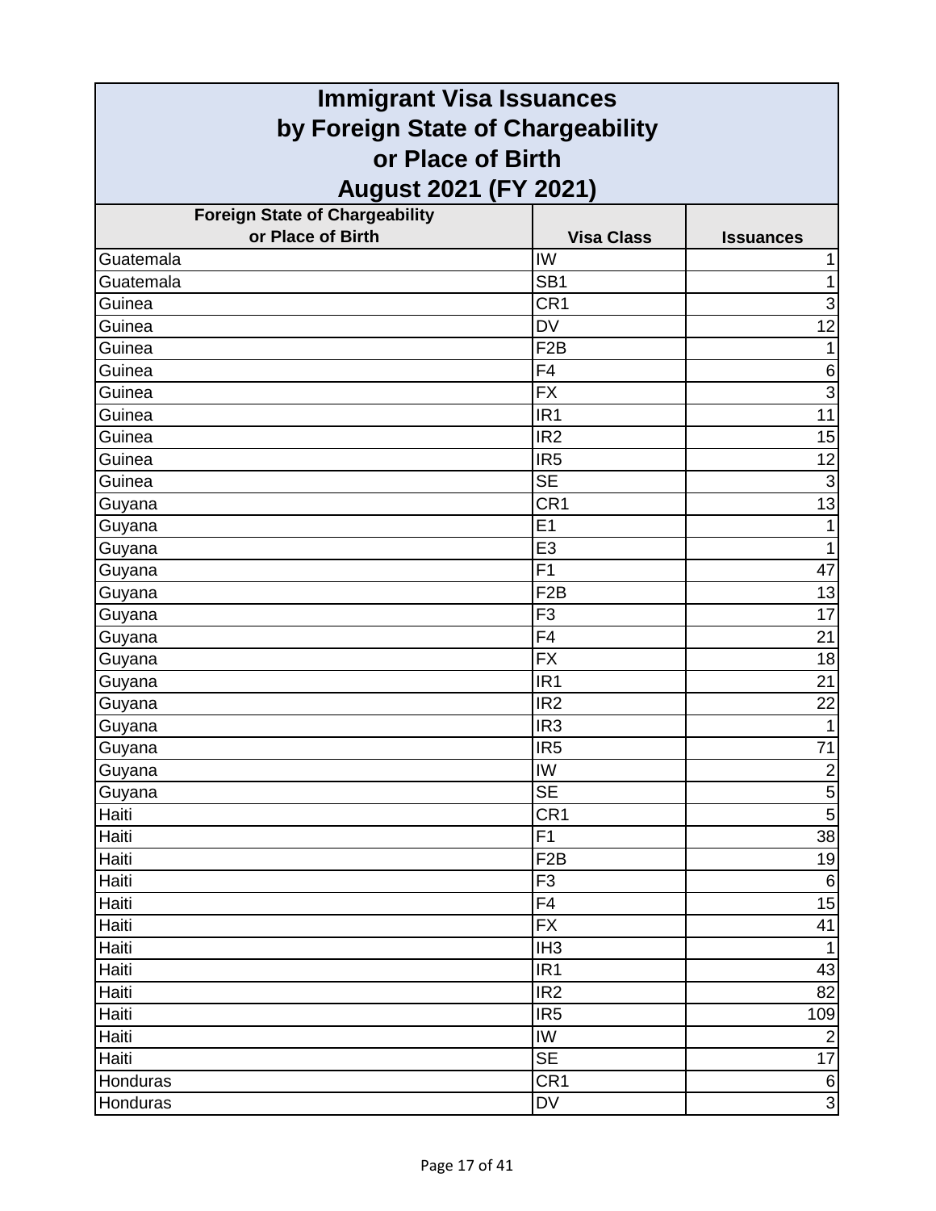# Immigrant Visa Issuances by Foreign State of Chargeability or Place of Birth August 2021 (FY 2021)

| Foreign State of Chargeability or Place of Birth | Visa Class | Issuances |
|---|---|---|
| Guatemala | IW | 1 |
| Guatemala | SB1 | 1 |
| Guinea | CR1 | 3 |
| Guinea | DV | 12 |
| Guinea | F2B | 1 |
| Guinea | F4 | 6 |
| Guinea | FX | 3 |
| Guinea | IR1 | 11 |
| Guinea | IR2 | 15 |
| Guinea | IR5 | 12 |
| Guinea | SE | 3 |
| Guyana | CR1 | 13 |
| Guyana | E1 | 1 |
| Guyana | E3 | 1 |
| Guyana | F1 | 47 |
| Guyana | F2B | 13 |
| Guyana | F3 | 17 |
| Guyana | F4 | 21 |
| Guyana | FX | 18 |
| Guyana | IR1 | 21 |
| Guyana | IR2 | 22 |
| Guyana | IR3 | 1 |
| Guyana | IR5 | 71 |
| Guyana | IW | 2 |
| Guyana | SE | 5 |
| Haiti | CR1 | 5 |
| Haiti | F1 | 38 |
| Haiti | F2B | 19 |
| Haiti | F3 | 6 |
| Haiti | F4 | 15 |
| Haiti | FX | 41 |
| Haiti | IH3 | 1 |
| Haiti | IR1 | 43 |
| Haiti | IR2 | 82 |
| Haiti | IR5 | 109 |
| Haiti | IW | 2 |
| Haiti | SE | 17 |
| Honduras | CR1 | 6 |
| Honduras | DV | 3 |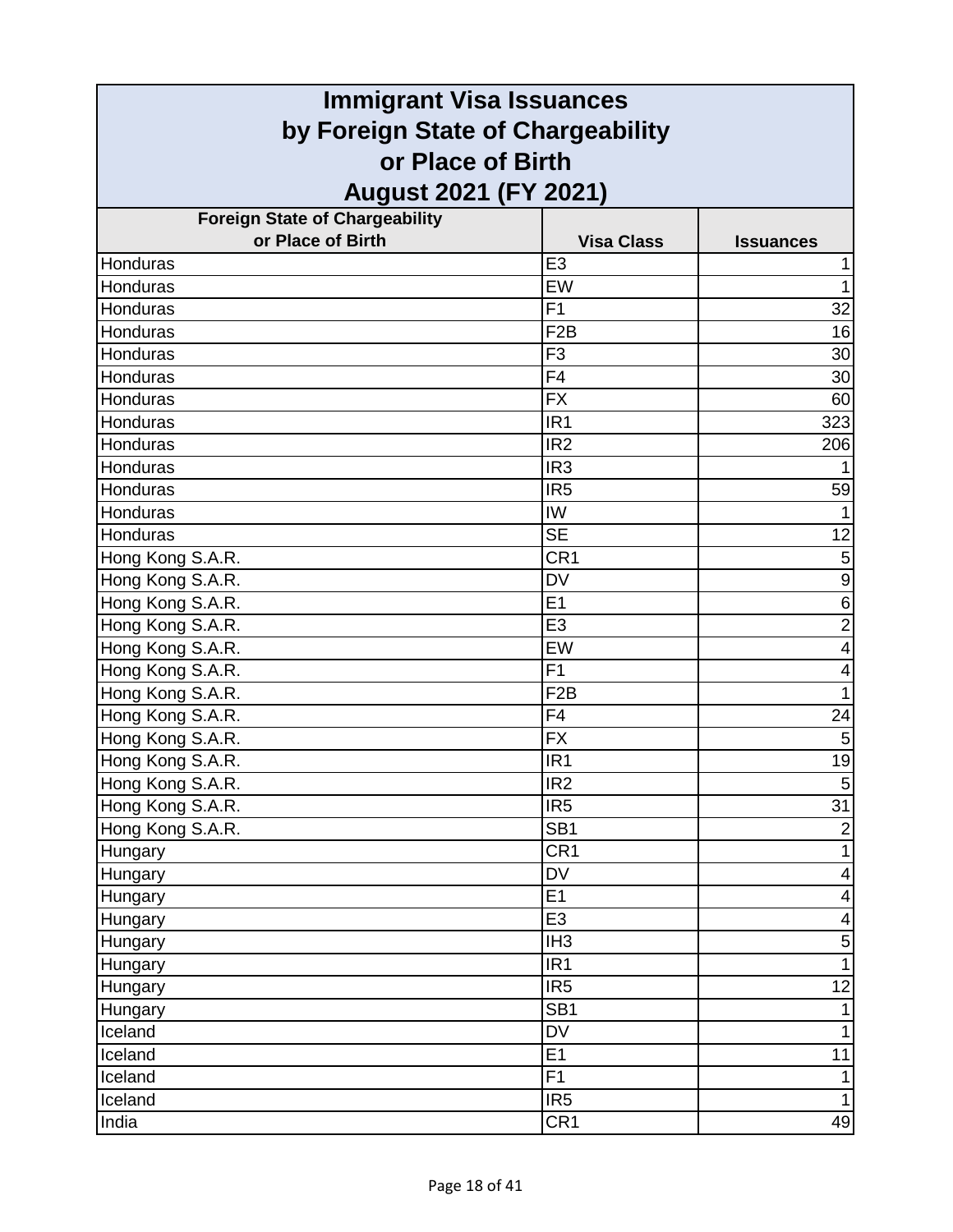# Immigrant Visa Issuances by Foreign State of Chargeability or Place of Birth August 2021 (FY 2021)

| Foreign State of Chargeability or Place of Birth | Visa Class | Issuances |
|---|---|---|
| Honduras | E3 | 1 |
| Honduras | EW | 1 |
| Honduras | F1 | 32 |
| Honduras | F2B | 16 |
| Honduras | F3 | 30 |
| Honduras | F4 | 30 |
| Honduras | FX | 60 |
| Honduras | IR1 | 323 |
| Honduras | IR2 | 206 |
| Honduras | IR3 | 1 |
| Honduras | IR5 | 59 |
| Honduras | IW | 1 |
| Honduras | SE | 12 |
| Hong Kong S.A.R. | CR1 | 5 |
| Hong Kong S.A.R. | DV | 9 |
| Hong Kong S.A.R. | E1 | 6 |
| Hong Kong S.A.R. | E3 | 2 |
| Hong Kong S.A.R. | EW | 4 |
| Hong Kong S.A.R. | F1 | 4 |
| Hong Kong S.A.R. | F2B | 1 |
| Hong Kong S.A.R. | F4 | 24 |
| Hong Kong S.A.R. | FX | 5 |
| Hong Kong S.A.R. | IR1 | 19 |
| Hong Kong S.A.R. | IR2 | 5 |
| Hong Kong S.A.R. | IR5 | 31 |
| Hong Kong S.A.R. | SB1 | 2 |
| Hungary | CR1 | 1 |
| Hungary | DV | 4 |
| Hungary | E1 | 4 |
| Hungary | E3 | 4 |
| Hungary | IH3 | 5 |
| Hungary | IR1 | 1 |
| Hungary | IR5 | 12 |
| Hungary | SB1 | 1 |
| Iceland | DV | 1 |
| Iceland | E1 | 11 |
| Iceland | F1 | 1 |
| Iceland | IR5 | 1 |
| India | CR1 | 49 |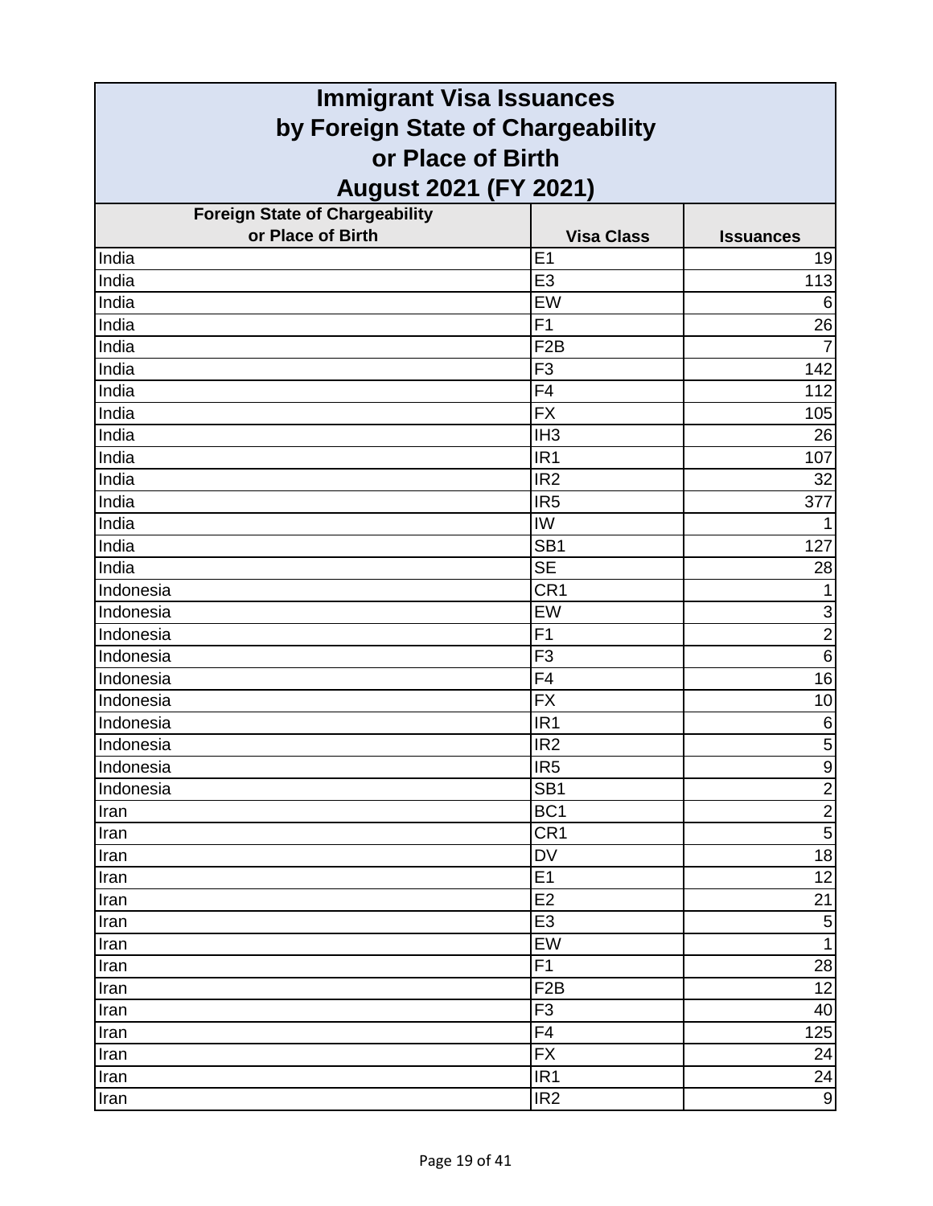# Immigrant Visa Issuances by Foreign State of Chargeability or Place of Birth August 2021 (FY 2021)

| Foreign State of Chargeability or Place of Birth | Visa Class | Issuances |
|---|---|---|
| India | E1 | 19 |
| India | E3 | 113 |
| India | EW | 6 |
| India | F1 | 26 |
| India | F2B | 7 |
| India | F3 | 142 |
| India | F4 | 112 |
| India | FX | 105 |
| India | IH3 | 26 |
| India | IR1 | 107 |
| India | IR2 | 32 |
| India | IR5 | 377 |
| India | IW | 1 |
| India | SB1 | 127 |
| India | SE | 28 |
| Indonesia | CR1 | 1 |
| Indonesia | EW | 3 |
| Indonesia | F1 | 2 |
| Indonesia | F3 | 6 |
| Indonesia | F4 | 16 |
| Indonesia | FX | 10 |
| Indonesia | IR1 | 6 |
| Indonesia | IR2 | 5 |
| Indonesia | IR5 | 9 |
| Indonesia | SB1 | 2 |
| Iran | BC1 | 2 |
| Iran | CR1 | 5 |
| Iran | DV | 18 |
| Iran | E1 | 12 |
| Iran | E2 | 21 |
| Iran | E3 | 5 |
| Iran | EW | 1 |
| Iran | F1 | 28 |
| Iran | F2B | 12 |
| Iran | F3 | 40 |
| Iran | F4 | 125 |
| Iran | FX | 24 |
| Iran | IR1 | 24 |
| Iran | IR2 | 9 |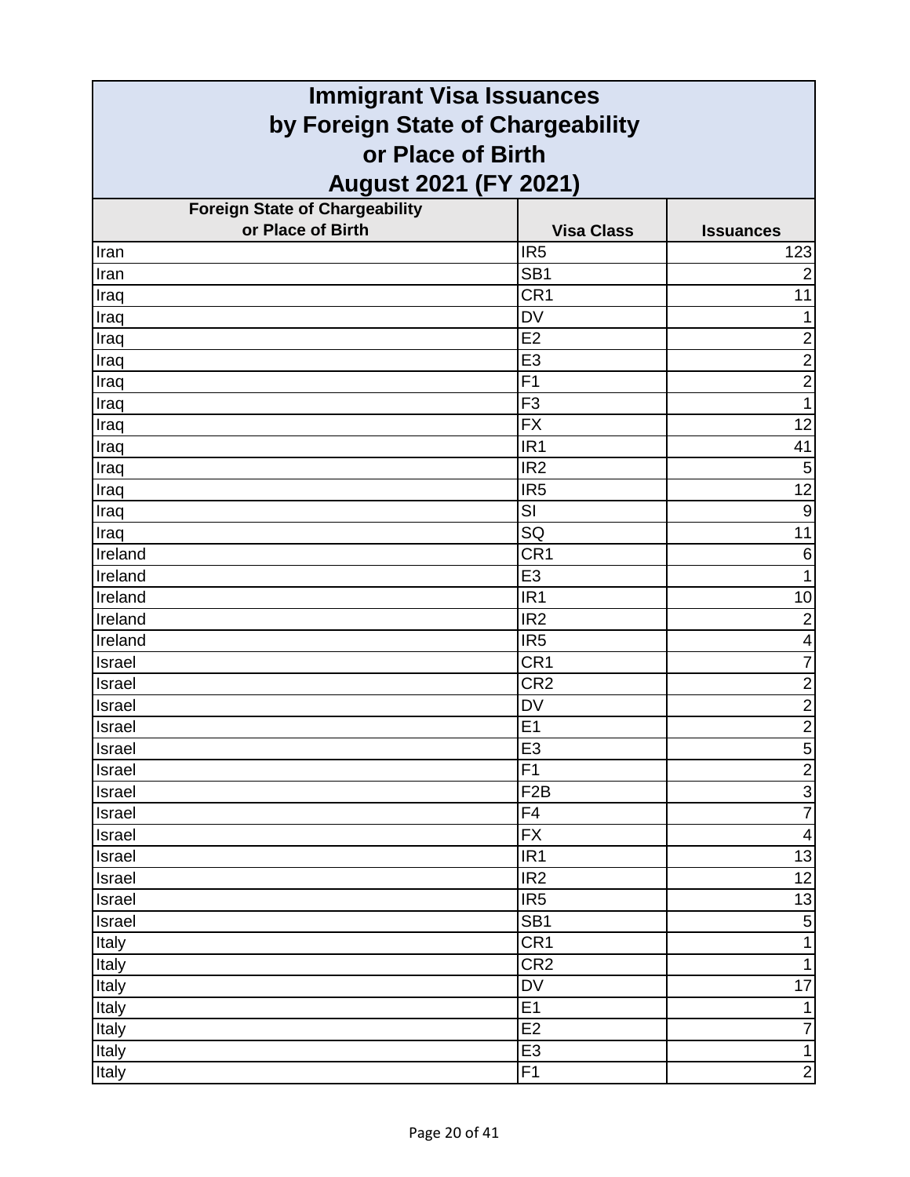# Immigrant Visa Issuances by Foreign State of Chargeability or Place of Birth August 2021 (FY 2021)

| Foreign State of Chargeability or Place of Birth | Visa Class | Issuances |
|---|---|---|
| Iran | IR5 | 123 |
| Iran | SB1 | 2 |
| Iraq | CR1 | 11 |
| Iraq | DV | 1 |
| Iraq | E2 | 2 |
| Iraq | E3 | 2 |
| Iraq | F1 | 2 |
| Iraq | F3 | 1 |
| Iraq | FX | 12 |
| Iraq | IR1 | 41 |
| Iraq | IR2 | 5 |
| Iraq | IR5 | 12 |
| Iraq | SI | 9 |
| Iraq | SQ | 11 |
| Ireland | CR1 | 6 |
| Ireland | E3 | 1 |
| Ireland | IR1 | 10 |
| Ireland | IR2 | 2 |
| Ireland | IR5 | 4 |
| Israel | CR1 | 7 |
| Israel | CR2 | 2 |
| Israel | DV | 2 |
| Israel | E1 | 2 |
| Israel | E3 | 5 |
| Israel | F1 | 2 |
| Israel | F2B | 3 |
| Israel | F4 | 7 |
| Israel | FX | 4 |
| Israel | IR1 | 13 |
| Israel | IR2 | 12 |
| Israel | IR5 | 13 |
| Israel | SB1 | 5 |
| Italy | CR1 | 1 |
| Italy | CR2 | 1 |
| Italy | DV | 17 |
| Italy | E1 | 1 |
| Italy | E2 | 7 |
| Italy | E3 | 1 |
| Italy | F1 | 2 |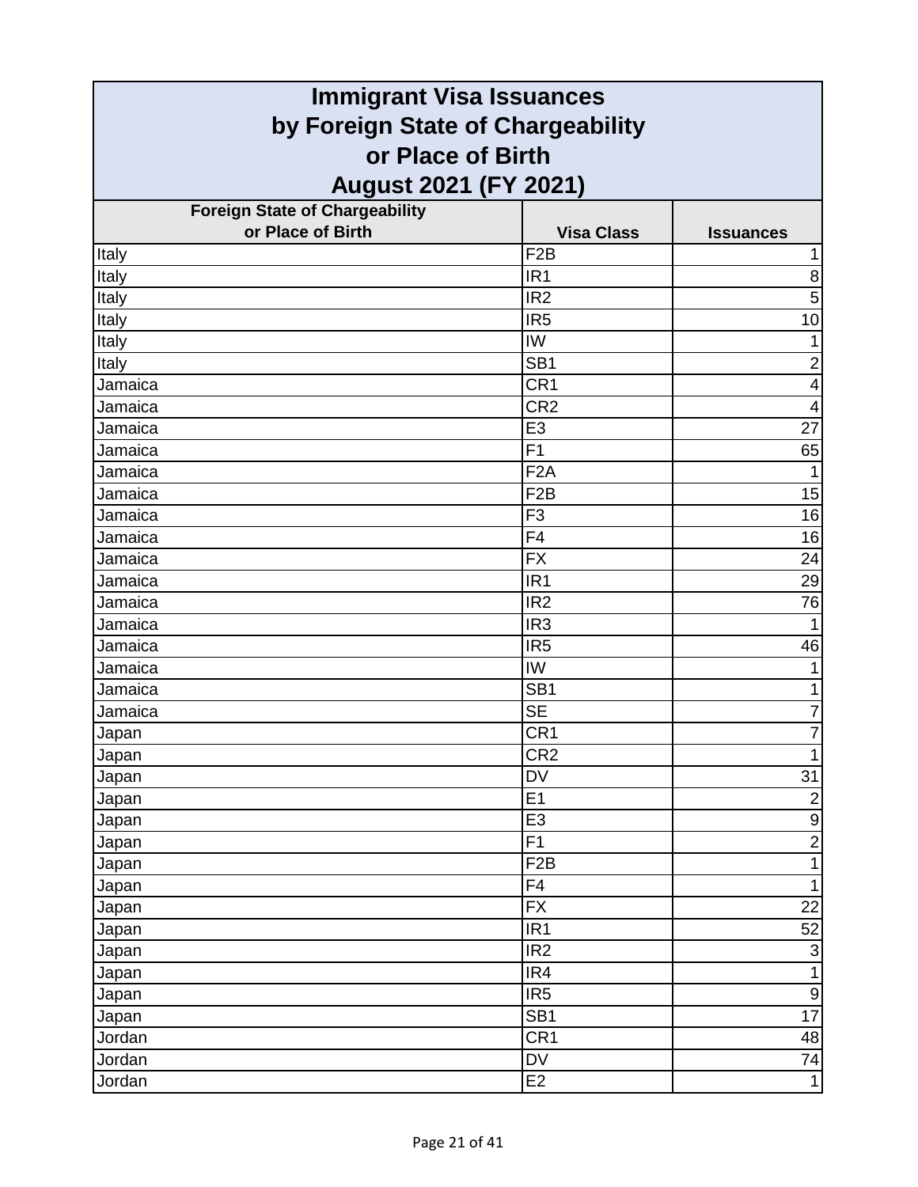# Immigrant Visa Issuances by Foreign State of Chargeability or Place of Birth August 2021 (FY 2021)

| Foreign State of Chargeability or Place of Birth | Visa Class | Issuances |
|---|---|---|
| Italy | F2B | 1 |
| Italy | IR1 | 8 |
| Italy | IR2 | 5 |
| Italy | IR5 | 10 |
| Italy | IW | 1 |
| Italy | SB1 | 2 |
| Jamaica | CR1 | 4 |
| Jamaica | CR2 | 4 |
| Jamaica | E3 | 27 |
| Jamaica | F1 | 65 |
| Jamaica | F2A | 1 |
| Jamaica | F2B | 15 |
| Jamaica | F3 | 16 |
| Jamaica | F4 | 16 |
| Jamaica | FX | 24 |
| Jamaica | IR1 | 29 |
| Jamaica | IR2 | 76 |
| Jamaica | IR3 | 1 |
| Jamaica | IR5 | 46 |
| Jamaica | IW | 1 |
| Jamaica | SB1 | 1 |
| Jamaica | SE | 7 |
| Japan | CR1 | 7 |
| Japan | CR2 | 1 |
| Japan | DV | 31 |
| Japan | E1 | 2 |
| Japan | E3 | 9 |
| Japan | F1 | 2 |
| Japan | F2B | 1 |
| Japan | F4 | 1 |
| Japan | FX | 22 |
| Japan | IR1 | 52 |
| Japan | IR2 | 3 |
| Japan | IR4 | 1 |
| Japan | IR5 | 9 |
| Japan | SB1 | 17 |
| Jordan | CR1 | 48 |
| Jordan | DV | 74 |
| Jordan | E2 | 1 |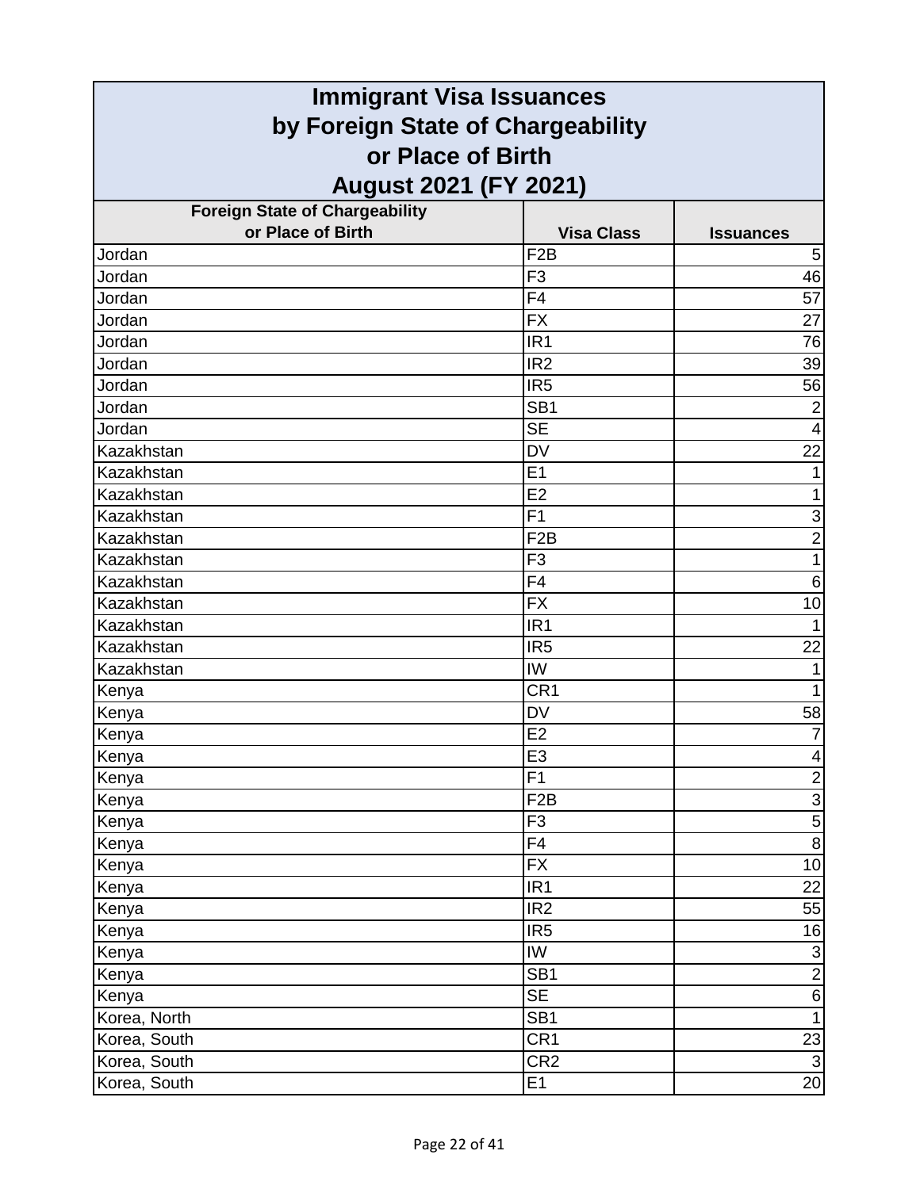# Immigrant Visa Issuances by Foreign State of Chargeability or Place of Birth August 2021 (FY 2021)

| Foreign State of Chargeability or Place of Birth | Visa Class | Issuances |
|---|---|---|
| Jordan | F2B | 5 |
| Jordan | F3 | 46 |
| Jordan | F4 | 57 |
| Jordan | FX | 27 |
| Jordan | IR1 | 76 |
| Jordan | IR2 | 39 |
| Jordan | IR5 | 56 |
| Jordan | SB1 | 2 |
| Jordan | SE | 4 |
| Kazakhstan | DV | 22 |
| Kazakhstan | E1 | 1 |
| Kazakhstan | E2 | 1 |
| Kazakhstan | F1 | 3 |
| Kazakhstan | F2B | 2 |
| Kazakhstan | F3 | 1 |
| Kazakhstan | F4 | 6 |
| Kazakhstan | FX | 10 |
| Kazakhstan | IR1 | 1 |
| Kazakhstan | IR5 | 22 |
| Kazakhstan | IW | 1 |
| Kenya | CR1 | 1 |
| Kenya | DV | 58 |
| Kenya | E2 | 7 |
| Kenya | E3 | 4 |
| Kenya | F1 | 2 |
| Kenya | F2B | 3 |
| Kenya | F3 | 5 |
| Kenya | F4 | 8 |
| Kenya | FX | 10 |
| Kenya | IR1 | 22 |
| Kenya | IR2 | 55 |
| Kenya | IR5 | 16 |
| Kenya | IW | 3 |
| Kenya | SB1 | 2 |
| Kenya | SE | 6 |
| Korea, North | SB1 | 1 |
| Korea, South | CR1 | 23 |
| Korea, South | CR2 | 3 |
| Korea, South | E1 | 20 |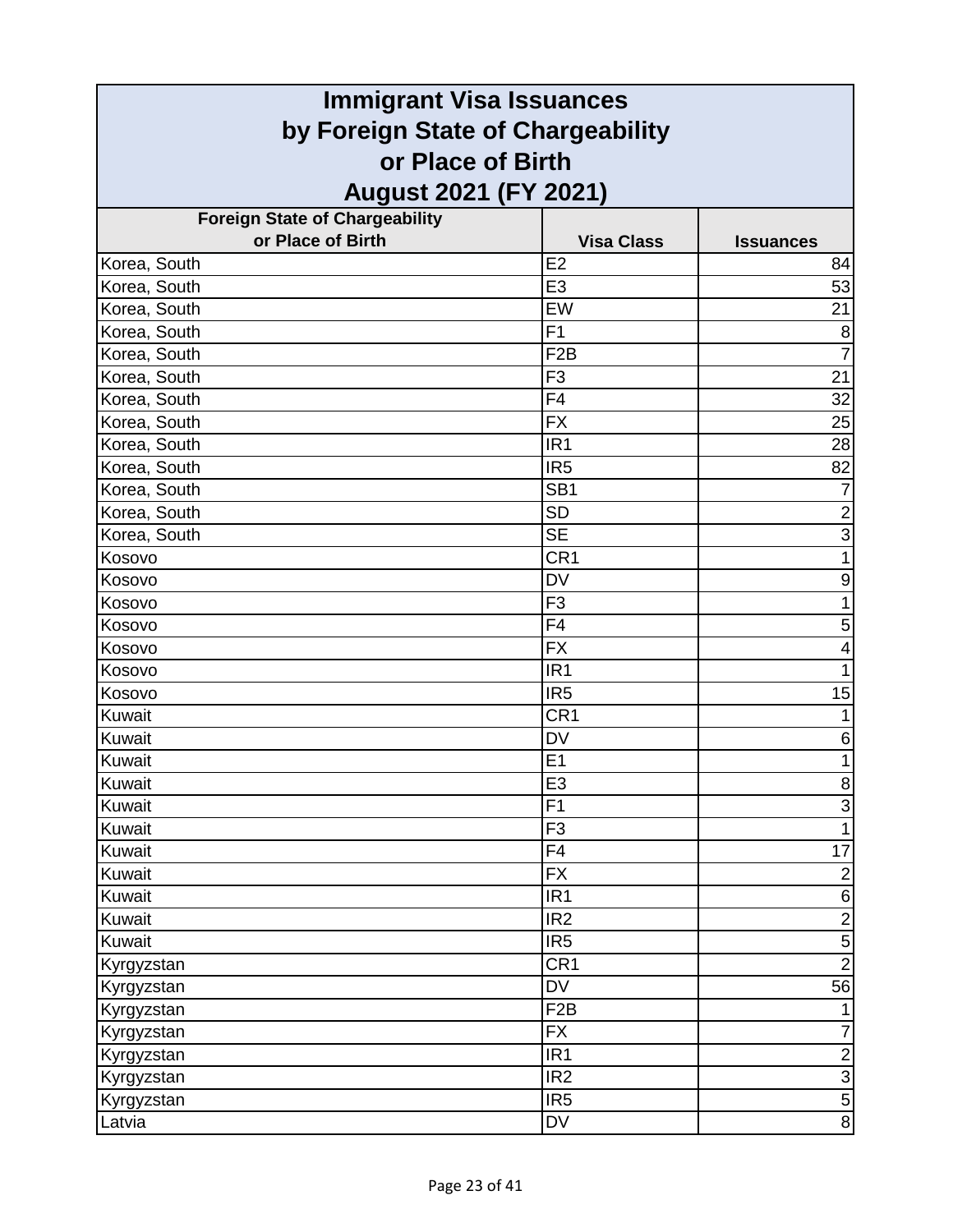# Immigrant Visa Issuances by Foreign State of Chargeability or Place of Birth August 2021 (FY 2021)

| Foreign State of Chargeability or Place of Birth | Visa Class | Issuances |
|---|---|---|
| Korea, South | E2 | 84 |
| Korea, South | E3 | 53 |
| Korea, South | EW | 21 |
| Korea, South | F1 | 8 |
| Korea, South | F2B | 7 |
| Korea, South | F3 | 21 |
| Korea, South | F4 | 32 |
| Korea, South | FX | 25 |
| Korea, South | IR1 | 28 |
| Korea, South | IR5 | 82 |
| Korea, South | SB1 | 7 |
| Korea, South | SD | 2 |
| Korea, South | SE | 3 |
| Kosovo | CR1 | 1 |
| Kosovo | DV | 9 |
| Kosovo | F3 | 1 |
| Kosovo | F4 | 5 |
| Kosovo | FX | 4 |
| Kosovo | IR1 | 1 |
| Kosovo | IR5 | 15 |
| Kuwait | CR1 | 1 |
| Kuwait | DV | 6 |
| Kuwait | E1 | 1 |
| Kuwait | E3 | 8 |
| Kuwait | F1 | 3 |
| Kuwait | F3 | 1 |
| Kuwait | F4 | 17 |
| Kuwait | FX | 2 |
| Kuwait | IR1 | 6 |
| Kuwait | IR2 | 2 |
| Kuwait | IR5 | 5 |
| Kyrgyzstan | CR1 | 2 |
| Kyrgyzstan | DV | 56 |
| Kyrgyzstan | F2B | 1 |
| Kyrgyzstan | FX | 7 |
| Kyrgyzstan | IR1 | 2 |
| Kyrgyzstan | IR2 | 3 |
| Kyrgyzstan | IR5 | 5 |
| Latvia | DV | 8 |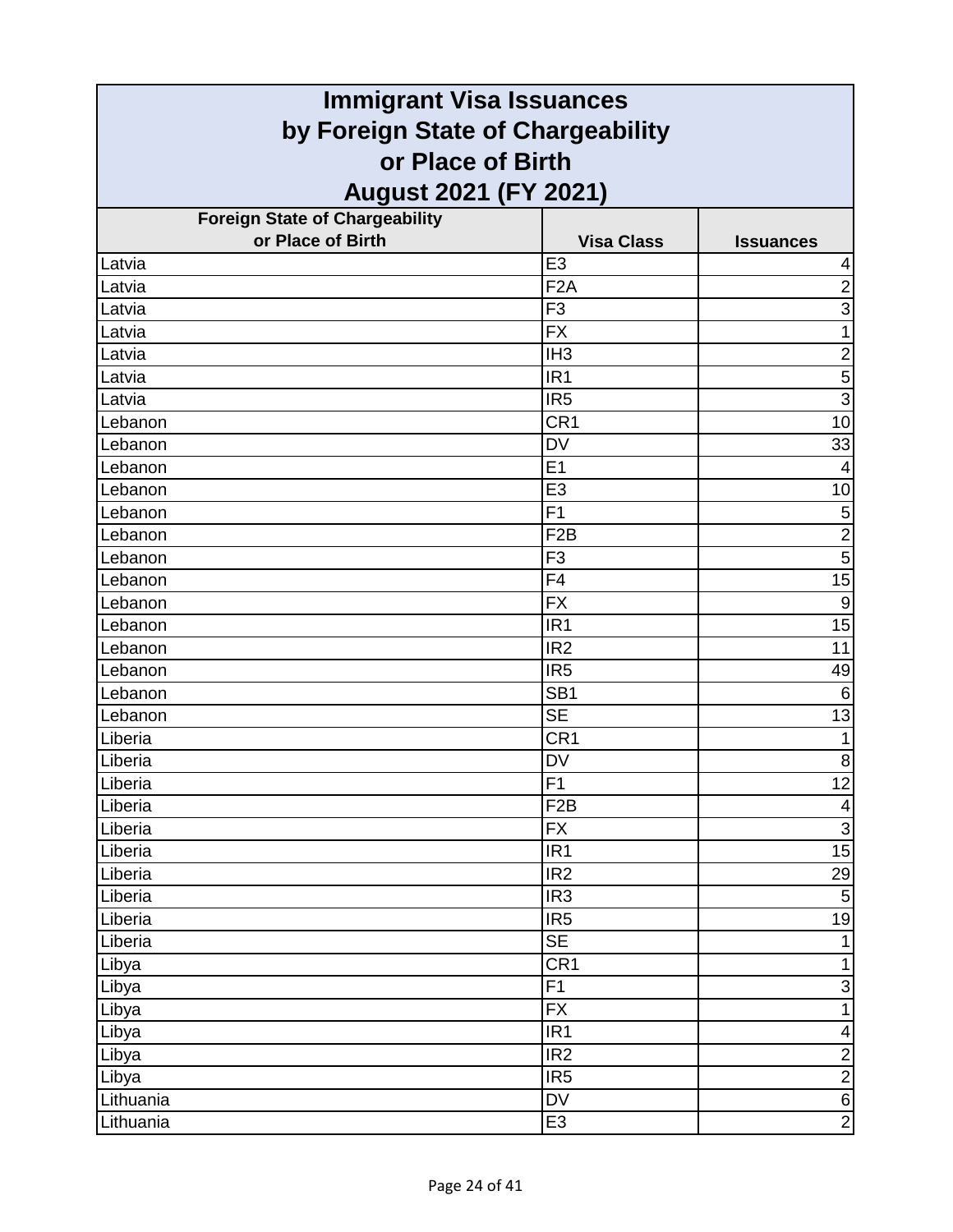# Immigrant Visa Issuances by Foreign State of Chargeability or Place of Birth August 2021 (FY 2021)

| Foreign State of Chargeability or Place of Birth | Visa Class | Issuances |
|---|---|---|
| Latvia | E3 | 4 |
| Latvia | F2A | 2 |
| Latvia | F3 | 3 |
| Latvia | FX | 1 |
| Latvia | IH3 | 2 |
| Latvia | IR1 | 5 |
| Latvia | IR5 | 3 |
| Lebanon | CR1 | 10 |
| Lebanon | DV | 33 |
| Lebanon | E1 | 4 |
| Lebanon | E3 | 10 |
| Lebanon | F1 | 5 |
| Lebanon | F2B | 2 |
| Lebanon | F3 | 5 |
| Lebanon | F4 | 15 |
| Lebanon | FX | 9 |
| Lebanon | IR1 | 15 |
| Lebanon | IR2 | 11 |
| Lebanon | IR5 | 49 |
| Lebanon | SB1 | 6 |
| Lebanon | SE | 13 |
| Liberia | CR1 | 1 |
| Liberia | DV | 8 |
| Liberia | F1 | 12 |
| Liberia | F2B | 4 |
| Liberia | FX | 3 |
| Liberia | IR1 | 15 |
| Liberia | IR2 | 29 |
| Liberia | IR3 | 5 |
| Liberia | IR5 | 19 |
| Liberia | SE | 1 |
| Libya | CR1 | 1 |
| Libya | F1 | 3 |
| Libya | FX | 1 |
| Libya | IR1 | 4 |
| Libya | IR2 | 2 |
| Libya | IR5 | 2 |
| Lithuania | DV | 6 |
| Lithuania | E3 | 2 |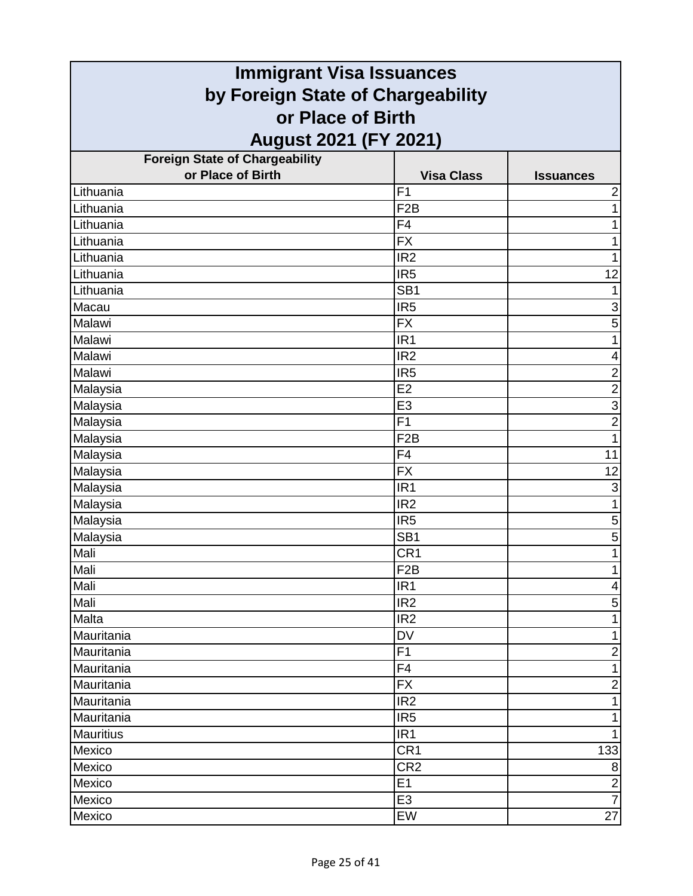# Immigrant Visa Issuances by Foreign State of Chargeability or Place of Birth August 2021 (FY 2021)

| Foreign State of Chargeability or Place of Birth | Visa Class | Issuances |
|---|---|---|
| Lithuania | F1 | 2 |
| Lithuania | F2B | 1 |
| Lithuania | F4 | 1 |
| Lithuania | FX | 1 |
| Lithuania | IR2 | 1 |
| Lithuania | IR5 | 12 |
| Lithuania | SB1 | 1 |
| Macau | IR5 | 3 |
| Malawi | FX | 5 |
| Malawi | IR1 | 1 |
| Malawi | IR2 | 4 |
| Malawi | IR5 | 2 |
| Malaysia | E2 | 2 |
| Malaysia | E3 | 3 |
| Malaysia | F1 | 2 |
| Malaysia | F2B | 1 |
| Malaysia | F4 | 11 |
| Malaysia | FX | 12 |
| Malaysia | IR1 | 3 |
| Malaysia | IR2 | 1 |
| Malaysia | IR5 | 5 |
| Malaysia | SB1 | 5 |
| Mali | CR1 | 1 |
| Mali | F2B | 1 |
| Mali | IR1 | 4 |
| Mali | IR2 | 5 |
| Malta | IR2 | 1 |
| Mauritania | DV | 1 |
| Mauritania | F1 | 2 |
| Mauritania | F4 | 1 |
| Mauritania | FX | 2 |
| Mauritania | IR2 | 1 |
| Mauritania | IR5 | 1 |
| Mauritius | IR1 | 1 |
| Mexico | CR1 | 133 |
| Mexico | CR2 | 8 |
| Mexico | E1 | 2 |
| Mexico | E3 | 7 |
| Mexico | EW | 27 |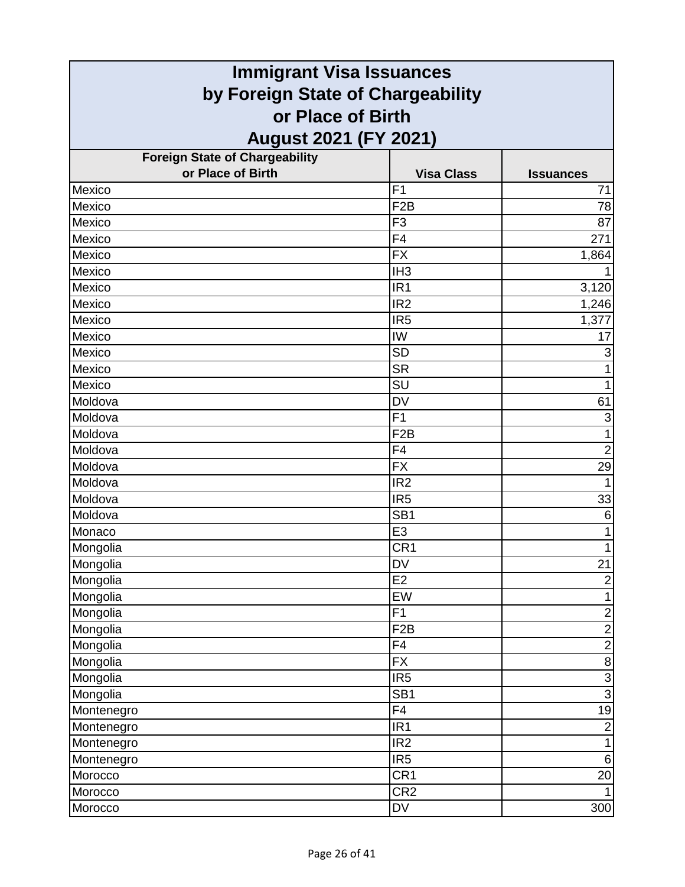# Immigrant Visa Issuances by Foreign State of Chargeability or Place of Birth August 2021 (FY 2021)

| Foreign State of Chargeability or Place of Birth | Visa Class | Issuances |
|---|---|---|
| Mexico | F1 | 71 |
| Mexico | F2B | 78 |
| Mexico | F3 | 87 |
| Mexico | F4 | 271 |
| Mexico | FX | 1,864 |
| Mexico | IH3 | 1 |
| Mexico | IR1 | 3,120 |
| Mexico | IR2 | 1,246 |
| Mexico | IR5 | 1,377 |
| Mexico | IW | 17 |
| Mexico | SD | 3 |
| Mexico | SR | 1 |
| Mexico | SU | 1 |
| Moldova | DV | 61 |
| Moldova | F1 | 3 |
| Moldova | F2B | 1 |
| Moldova | F4 | 2 |
| Moldova | FX | 29 |
| Moldova | IR2 | 1 |
| Moldova | IR5 | 33 |
| Moldova | SB1 | 6 |
| Monaco | E3 | 1 |
| Mongolia | CR1 | 1 |
| Mongolia | DV | 21 |
| Mongolia | E2 | 2 |
| Mongolia | EW | 1 |
| Mongolia | F1 | 2 |
| Mongolia | F2B | 2 |
| Mongolia | F4 | 2 |
| Mongolia | FX | 8 |
| Mongolia | IR5 | 3 |
| Mongolia | SB1 | 3 |
| Montenegro | F4 | 19 |
| Montenegro | IR1 | 2 |
| Montenegro | IR2 | 1 |
| Montenegro | IR5 | 6 |
| Morocco | CR1 | 20 |
| Morocco | CR2 | 1 |
| Morocco | DV | 300 |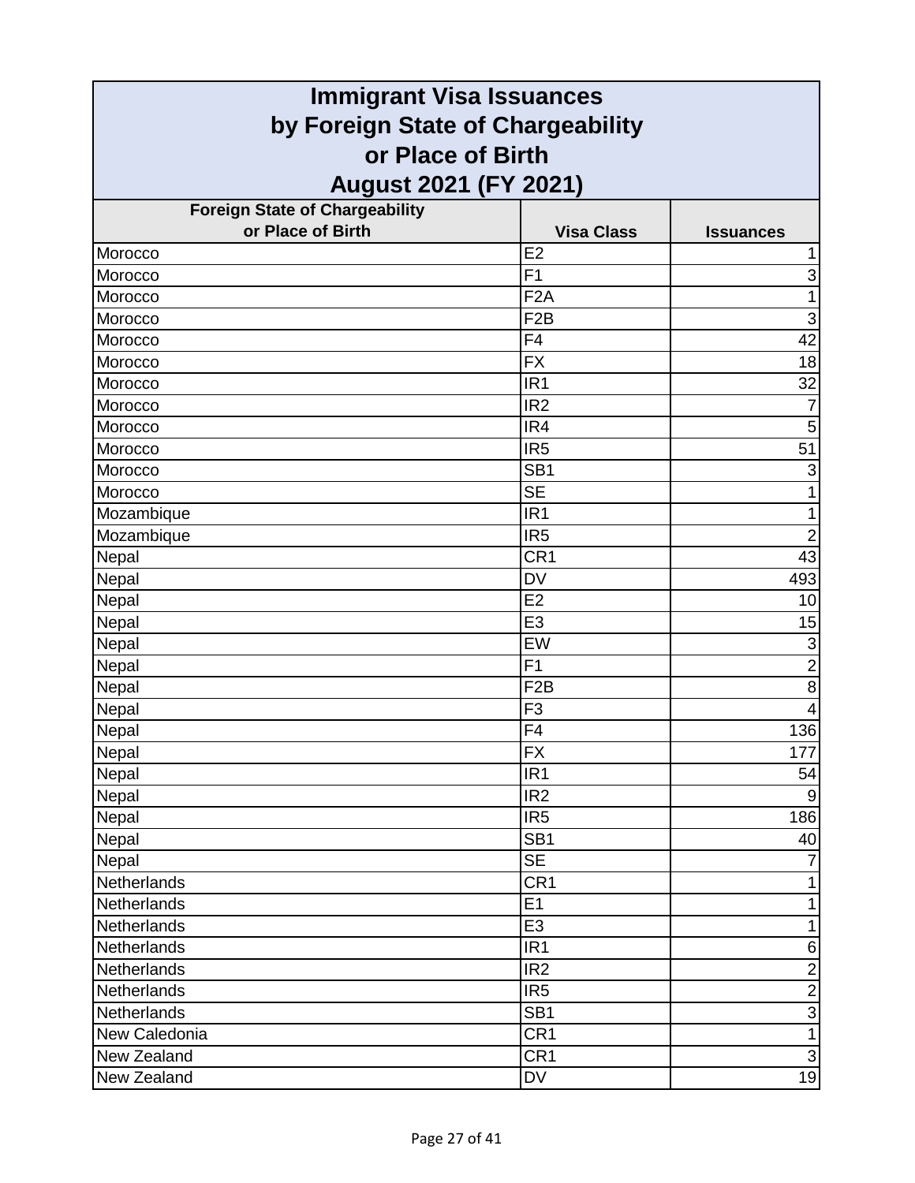# Immigrant Visa Issuances by Foreign State of Chargeability or Place of Birth August 2021 (FY 2021)

| Foreign State of Chargeability or Place of Birth | Visa Class | Issuances |
|---|---|---|
| Morocco | E2 | 1 |
| Morocco | F1 | 3 |
| Morocco | F2A | 1 |
| Morocco | F2B | 3 |
| Morocco | F4 | 42 |
| Morocco | FX | 18 |
| Morocco | IR1 | 32 |
| Morocco | IR2 | 7 |
| Morocco | IR4 | 5 |
| Morocco | IR5 | 51 |
| Morocco | SB1 | 3 |
| Morocco | SE | 1 |
| Mozambique | IR1 | 1 |
| Mozambique | IR5 | 2 |
| Nepal | CR1 | 43 |
| Nepal | DV | 493 |
| Nepal | E2 | 10 |
| Nepal | E3 | 15 |
| Nepal | EW | 3 |
| Nepal | F1 | 2 |
| Nepal | F2B | 8 |
| Nepal | F3 | 4 |
| Nepal | F4 | 136 |
| Nepal | FX | 177 |
| Nepal | IR1 | 54 |
| Nepal | IR2 | 9 |
| Nepal | IR5 | 186 |
| Nepal | SB1 | 40 |
| Nepal | SE | 7 |
| Netherlands | CR1 | 1 |
| Netherlands | E1 | 1 |
| Netherlands | E3 | 1 |
| Netherlands | IR1 | 6 |
| Netherlands | IR2 | 2 |
| Netherlands | IR5 | 2 |
| Netherlands | SB1 | 3 |
| New Caledonia | CR1 | 1 |
| New Zealand | CR1 | 3 |
| New Zealand | DV | 19 |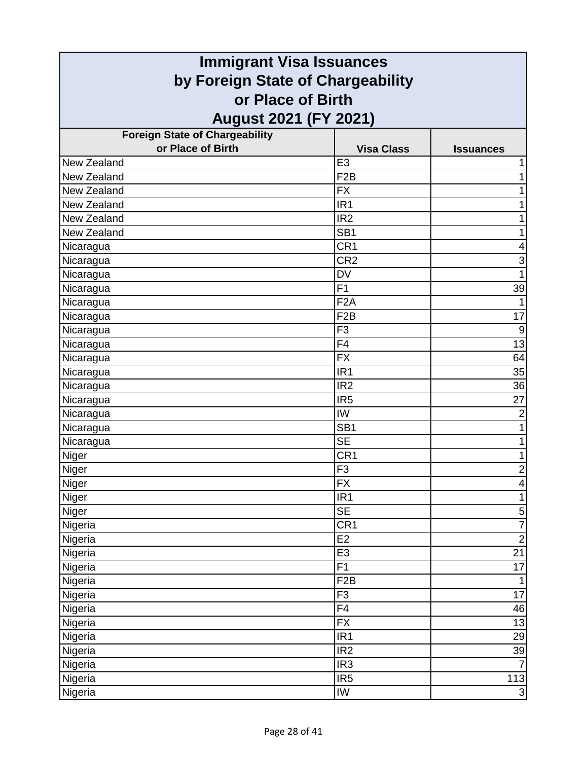# Immigrant Visa Issuances by Foreign State of Chargeability or Place of Birth August 2021 (FY 2021)

| Foreign State of Chargeability or Place of Birth | Visa Class | Issuances |
|---|---|---|
| New Zealand | E3 | 1 |
| New Zealand | F2B | 1 |
| New Zealand | FX | 1 |
| New Zealand | IR1 | 1 |
| New Zealand | IR2 | 1 |
| New Zealand | SB1 | 1 |
| Nicaragua | CR1 | 4 |
| Nicaragua | CR2 | 3 |
| Nicaragua | DV | 1 |
| Nicaragua | F1 | 39 |
| Nicaragua | F2A | 1 |
| Nicaragua | F2B | 17 |
| Nicaragua | F3 | 9 |
| Nicaragua | F4 | 13 |
| Nicaragua | FX | 64 |
| Nicaragua | IR1 | 35 |
| Nicaragua | IR2 | 36 |
| Nicaragua | IR5 | 27 |
| Nicaragua | IW | 2 |
| Nicaragua | SB1 | 1 |
| Nicaragua | SE | 1 |
| Niger | CR1 | 1 |
| Niger | F3 | 2 |
| Niger | FX | 4 |
| Niger | IR1 | 1 |
| Niger | SE | 5 |
| Nigeria | CR1 | 7 |
| Nigeria | E2 | 2 |
| Nigeria | E3 | 21 |
| Nigeria | F1 | 17 |
| Nigeria | F2B | 1 |
| Nigeria | F3 | 17 |
| Nigeria | F4 | 46 |
| Nigeria | FX | 13 |
| Nigeria | IR1 | 29 |
| Nigeria | IR2 | 39 |
| Nigeria | IR3 | 7 |
| Nigeria | IR5 | 113 |
| Nigeria | IW | 3 |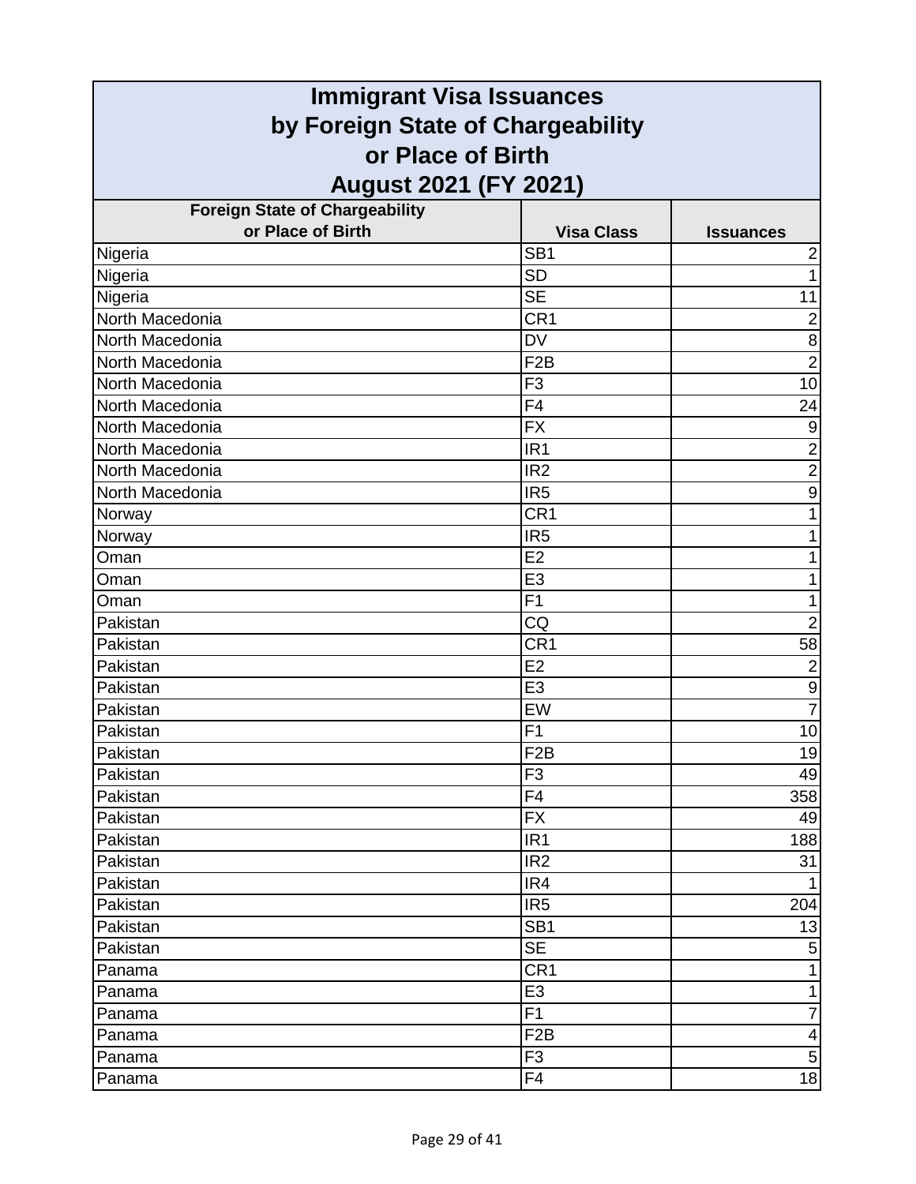# Immigrant Visa Issuances by Foreign State of Chargeability or Place of Birth August 2021 (FY 2021)

| Foreign State of Chargeability or Place of Birth | Visa Class | Issuances |
|---|---|---|
| Nigeria | SB1 | 2 |
| Nigeria | SD | 1 |
| Nigeria | SE | 11 |
| North Macedonia | CR1 | 2 |
| North Macedonia | DV | 8 |
| North Macedonia | F2B | 2 |
| North Macedonia | F3 | 10 |
| North Macedonia | F4 | 24 |
| North Macedonia | FX | 9 |
| North Macedonia | IR1 | 2 |
| North Macedonia | IR2 | 2 |
| North Macedonia | IR5 | 9 |
| Norway | CR1 | 1 |
| Norway | IR5 | 1 |
| Oman | E2 | 1 |
| Oman | E3 | 1 |
| Oman | F1 | 1 |
| Pakistan | CQ | 2 |
| Pakistan | CR1 | 58 |
| Pakistan | E2 | 2 |
| Pakistan | E3 | 9 |
| Pakistan | EW | 7 |
| Pakistan | F1 | 10 |
| Pakistan | F2B | 19 |
| Pakistan | F3 | 49 |
| Pakistan | F4 | 358 |
| Pakistan | FX | 49 |
| Pakistan | IR1 | 188 |
| Pakistan | IR2 | 31 |
| Pakistan | IR4 | 1 |
| Pakistan | IR5 | 204 |
| Pakistan | SB1 | 13 |
| Pakistan | SE | 5 |
| Panama | CR1 | 1 |
| Panama | E3 | 1 |
| Panama | F1 | 7 |
| Panama | F2B | 4 |
| Panama | F3 | 5 |
| Panama | F4 | 18 |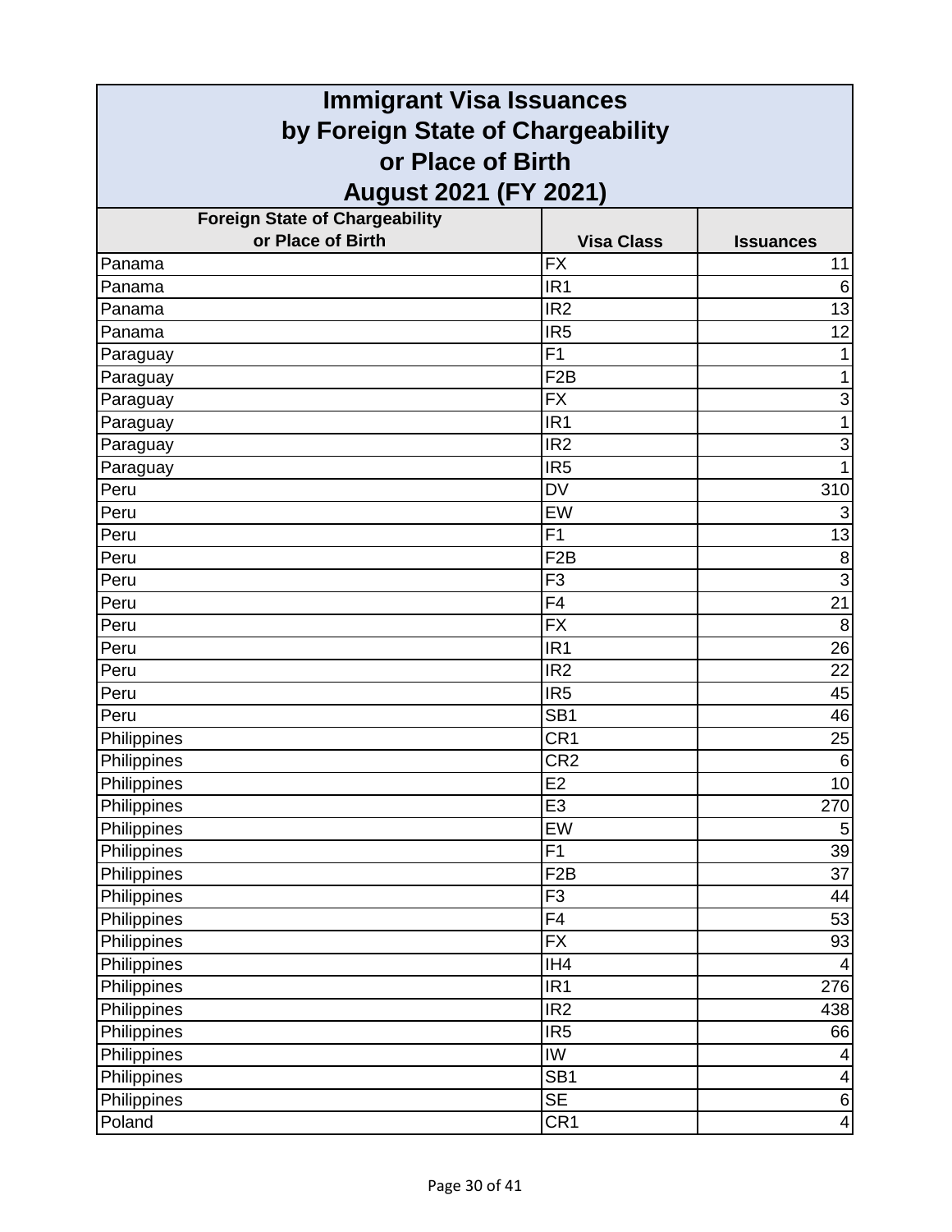# Immigrant Visa Issuances by Foreign State of Chargeability or Place of Birth August 2021 (FY 2021)

| Foreign State of Chargeability or Place of Birth | Visa Class | Issuances |
|---|---|---|
| Panama | FX | 11 |
| Panama | IR1 | 6 |
| Panama | IR2 | 13 |
| Panama | IR5 | 12 |
| Paraguay | F1 | 1 |
| Paraguay | F2B | 1 |
| Paraguay | FX | 3 |
| Paraguay | IR1 | 1 |
| Paraguay | IR2 | 3 |
| Paraguay | IR5 | 1 |
| Peru | DV | 310 |
| Peru | EW | 3 |
| Peru | F1 | 13 |
| Peru | F2B | 8 |
| Peru | F3 | 3 |
| Peru | F4 | 21 |
| Peru | FX | 8 |
| Peru | IR1 | 26 |
| Peru | IR2 | 22 |
| Peru | IR5 | 45 |
| Peru | SB1 | 46 |
| Philippines | CR1 | 25 |
| Philippines | CR2 | 6 |
| Philippines | E2 | 10 |
| Philippines | E3 | 270 |
| Philippines | EW | 5 |
| Philippines | F1 | 39 |
| Philippines | F2B | 37 |
| Philippines | F3 | 44 |
| Philippines | F4 | 53 |
| Philippines | FX | 93 |
| Philippines | IH4 | 4 |
| Philippines | IR1 | 276 |
| Philippines | IR2 | 438 |
| Philippines | IR5 | 66 |
| Philippines | IW | 4 |
| Philippines | SB1 | 4 |
| Philippines | SE | 6 |
| Poland | CR1 | 4 |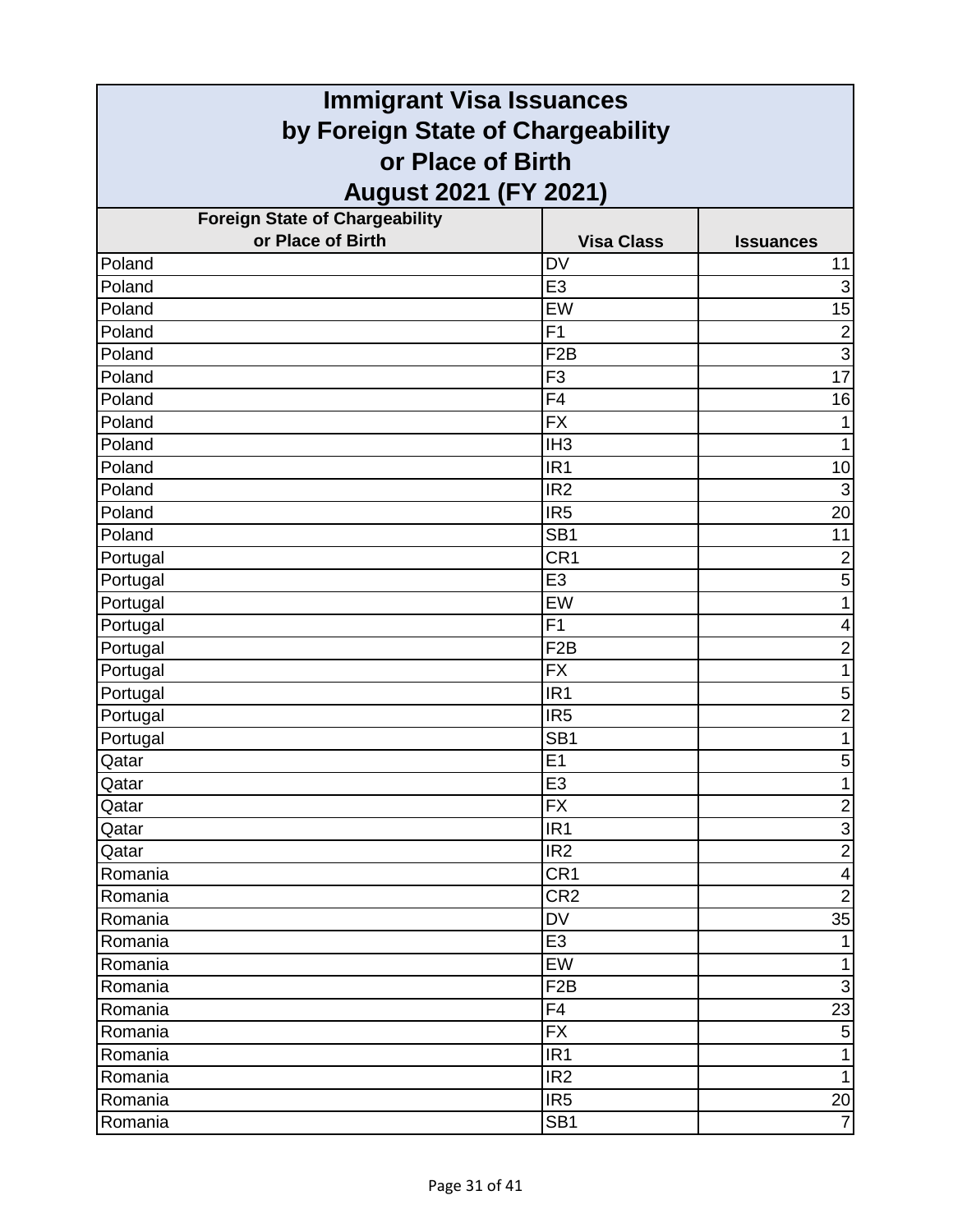# Immigrant Visa Issuances by Foreign State of Chargeability or Place of Birth August 2021 (FY 2021)

| Foreign State of Chargeability or Place of Birth | Visa Class | Issuances |
|---|---|---|
| Poland | DV | 11 |
| Poland | E3 | 3 |
| Poland | EW | 15 |
| Poland | F1 | 2 |
| Poland | F2B | 3 |
| Poland | F3 | 17 |
| Poland | F4 | 16 |
| Poland | FX | 1 |
| Poland | IH3 | 1 |
| Poland | IR1 | 10 |
| Poland | IR2 | 3 |
| Poland | IR5 | 20 |
| Poland | SB1 | 11 |
| Portugal | CR1 | 2 |
| Portugal | E3 | 5 |
| Portugal | EW | 1 |
| Portugal | F1 | 4 |
| Portugal | F2B | 2 |
| Portugal | FX | 1 |
| Portugal | IR1 | 5 |
| Portugal | IR5 | 2 |
| Portugal | SB1 | 1 |
| Qatar | E1 | 5 |
| Qatar | E3 | 1 |
| Qatar | FX | 2 |
| Qatar | IR1 | 3 |
| Qatar | IR2 | 2 |
| Romania | CR1 | 4 |
| Romania | CR2 | 2 |
| Romania | DV | 35 |
| Romania | E3 | 1 |
| Romania | EW | 1 |
| Romania | F2B | 3 |
| Romania | F4 | 23 |
| Romania | FX | 5 |
| Romania | IR1 | 1 |
| Romania | IR2 | 1 |
| Romania | IR5 | 20 |
| Romania | SB1 | 7 |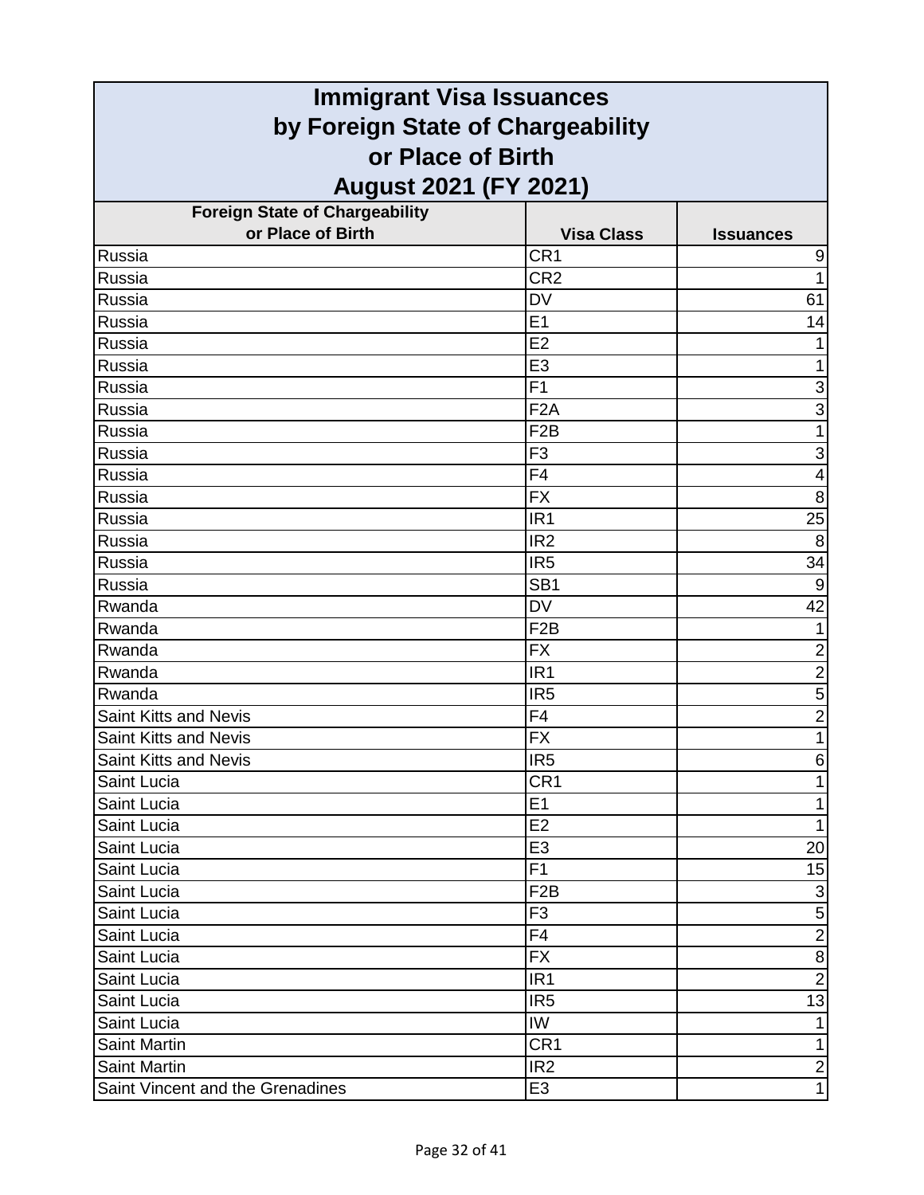# Immigrant Visa Issuances by Foreign State of Chargeability or Place of Birth August 2021 (FY 2021)

| Foreign State of Chargeability or Place of Birth | Visa Class | Issuances |
|---|---|---|
| Russia | CR1 | 9 |
| Russia | CR2 | 1 |
| Russia | DV | 61 |
| Russia | E1 | 14 |
| Russia | E2 | 1 |
| Russia | E3 | 1 |
| Russia | F1 | 3 |
| Russia | F2A | 3 |
| Russia | F2B | 1 |
| Russia | F3 | 3 |
| Russia | F4 | 4 |
| Russia | FX | 8 |
| Russia | IR1 | 25 |
| Russia | IR2 | 8 |
| Russia | IR5 | 34 |
| Russia | SB1 | 9 |
| Rwanda | DV | 42 |
| Rwanda | F2B | 1 |
| Rwanda | FX | 2 |
| Rwanda | IR1 | 2 |
| Rwanda | IR5 | 5 |
| Saint Kitts and Nevis | F4 | 2 |
| Saint Kitts and Nevis | FX | 1 |
| Saint Kitts and Nevis | IR5 | 6 |
| Saint Lucia | CR1 | 1 |
| Saint Lucia | E1 | 1 |
| Saint Lucia | E2 | 1 |
| Saint Lucia | E3 | 20 |
| Saint Lucia | F1 | 15 |
| Saint Lucia | F2B | 3 |
| Saint Lucia | F3 | 5 |
| Saint Lucia | F4 | 2 |
| Saint Lucia | FX | 8 |
| Saint Lucia | IR1 | 2 |
| Saint Lucia | IR5 | 13 |
| Saint Lucia | IW | 1 |
| Saint Martin | CR1 | 1 |
| Saint Martin | IR2 | 2 |
| Saint Vincent and the Grenadines | E3 | 1 |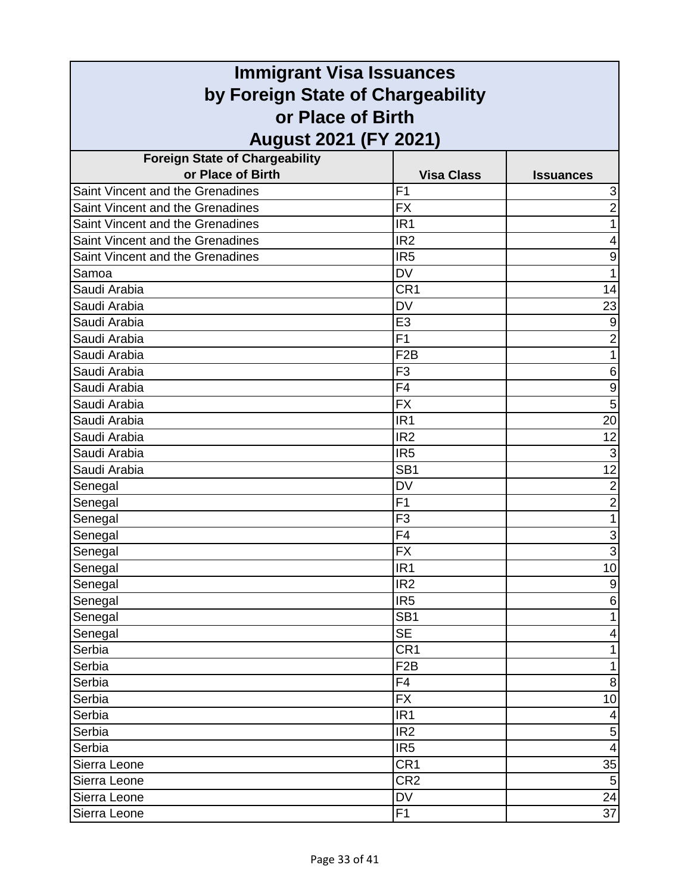# Immigrant Visa Issuances by Foreign State of Chargeability or Place of Birth August 2021 (FY 2021)

| Foreign State of Chargeability or Place of Birth | Visa Class | Issuances |
|---|---|---|
| Saint Vincent and the Grenadines | F1 | 3 |
| Saint Vincent and the Grenadines | FX | 2 |
| Saint Vincent and the Grenadines | IR1 | 1 |
| Saint Vincent and the Grenadines | IR2 | 4 |
| Saint Vincent and the Grenadines | IR5 | 9 |
| Samoa | DV | 1 |
| Saudi Arabia | CR1 | 14 |
| Saudi Arabia | DV | 23 |
| Saudi Arabia | E3 | 9 |
| Saudi Arabia | F1 | 2 |
| Saudi Arabia | F2B | 1 |
| Saudi Arabia | F3 | 6 |
| Saudi Arabia | F4 | 9 |
| Saudi Arabia | FX | 5 |
| Saudi Arabia | IR1 | 20 |
| Saudi Arabia | IR2 | 12 |
| Saudi Arabia | IR5 | 3 |
| Saudi Arabia | SB1 | 12 |
| Senegal | DV | 2 |
| Senegal | F1 | 2 |
| Senegal | F3 | 1 |
| Senegal | F4 | 3 |
| Senegal | FX | 3 |
| Senegal | IR1 | 10 |
| Senegal | IR2 | 9 |
| Senegal | IR5 | 6 |
| Senegal | SB1 | 1 |
| Senegal | SE | 4 |
| Serbia | CR1 | 1 |
| Serbia | F2B | 1 |
| Serbia | F4 | 8 |
| Serbia | FX | 10 |
| Serbia | IR1 | 4 |
| Serbia | IR2 | 5 |
| Serbia | IR5 | 4 |
| Sierra Leone | CR1 | 35 |
| Sierra Leone | CR2 | 5 |
| Sierra Leone | DV | 24 |
| Sierra Leone | F1 | 37 |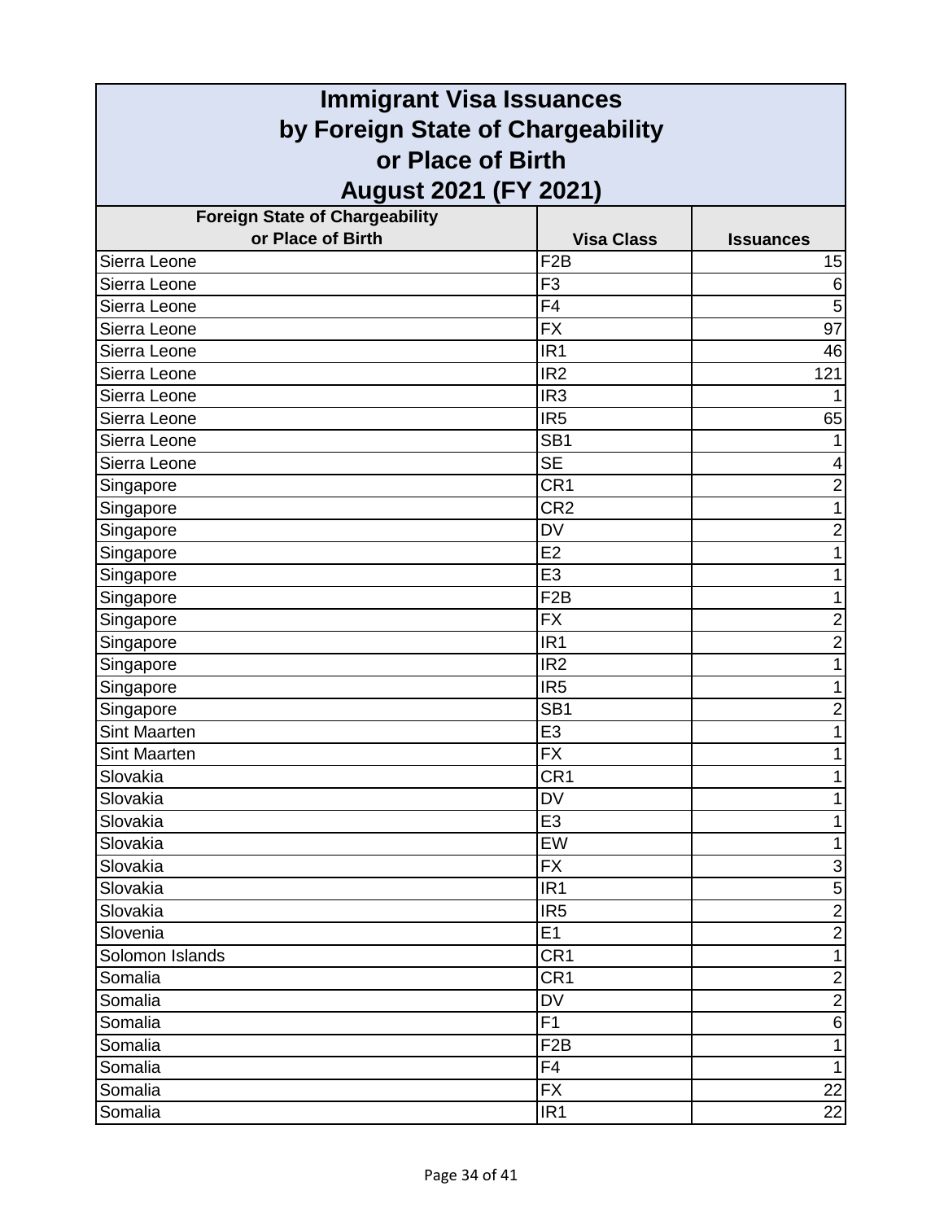# Immigrant Visa Issuances by Foreign State of Chargeability or Place of Birth August 2021 (FY 2021)

| Foreign State of Chargeability or Place of Birth | Visa Class | Issuances |
|---|---|---|
| Sierra Leone | F2B | 15 |
| Sierra Leone | F3 | 6 |
| Sierra Leone | F4 | 5 |
| Sierra Leone | FX | 97 |
| Sierra Leone | IR1 | 46 |
| Sierra Leone | IR2 | 121 |
| Sierra Leone | IR3 | 1 |
| Sierra Leone | IR5 | 65 |
| Sierra Leone | SB1 | 1 |
| Sierra Leone | SE | 4 |
| Singapore | CR1 | 2 |
| Singapore | CR2 | 1 |
| Singapore | DV | 2 |
| Singapore | E2 | 1 |
| Singapore | E3 | 1 |
| Singapore | F2B | 1 |
| Singapore | FX | 2 |
| Singapore | IR1 | 2 |
| Singapore | IR2 | 1 |
| Singapore | IR5 | 1 |
| Singapore | SB1 | 2 |
| Sint Maarten | E3 | 1 |
| Sint Maarten | FX | 1 |
| Slovakia | CR1 | 1 |
| Slovakia | DV | 1 |
| Slovakia | E3 | 1 |
| Slovakia | EW | 1 |
| Slovakia | FX | 3 |
| Slovakia | IR1 | 5 |
| Slovakia | IR5 | 2 |
| Slovenia | E1 | 2 |
| Solomon Islands | CR1 | 1 |
| Somalia | CR1 | 2 |
| Somalia | DV | 2 |
| Somalia | F1 | 6 |
| Somalia | F2B | 1 |
| Somalia | F4 | 1 |
| Somalia | FX | 22 |
| Somalia | IR1 | 22 |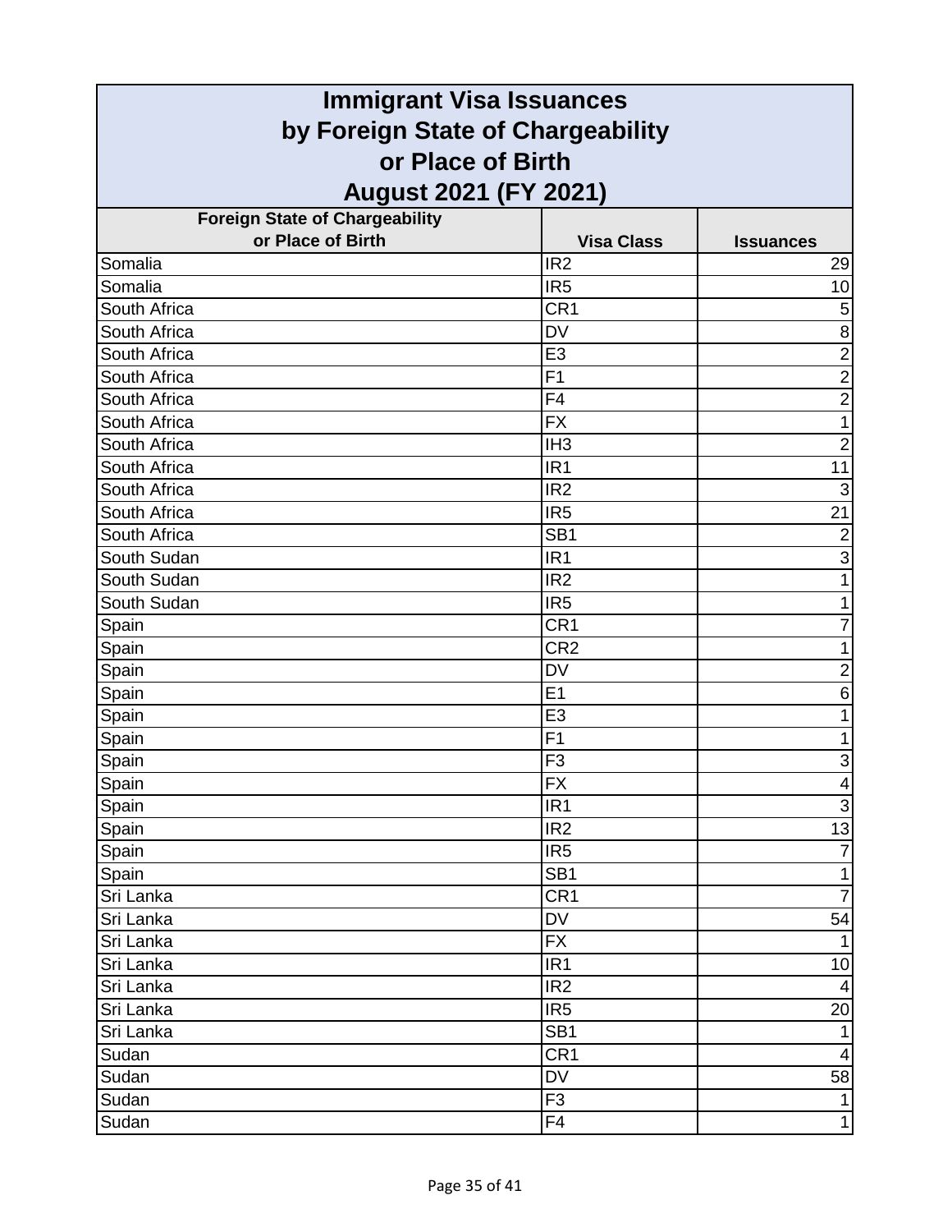# Immigrant Visa Issuances by Foreign State of Chargeability or Place of Birth August 2021 (FY 2021)

| Foreign State of Chargeability or Place of Birth | Visa Class | Issuances |
|---|---|---|
| Somalia | IR2 | 29 |
| Somalia | IR5 | 10 |
| South Africa | CR1 | 5 |
| South Africa | DV | 8 |
| South Africa | E3 | 2 |
| South Africa | F1 | 2 |
| South Africa | F4 | 2 |
| South Africa | FX | 1 |
| South Africa | IH3 | 2 |
| South Africa | IR1 | 11 |
| South Africa | IR2 | 3 |
| South Africa | IR5 | 21 |
| South Africa | SB1 | 2 |
| South Sudan | IR1 | 3 |
| South Sudan | IR2 | 1 |
| South Sudan | IR5 | 1 |
| Spain | CR1 | 7 |
| Spain | CR2 | 1 |
| Spain | DV | 2 |
| Spain | E1 | 6 |
| Spain | E3 | 1 |
| Spain | F1 | 1 |
| Spain | F3 | 3 |
| Spain | FX | 4 |
| Spain | IR1 | 3 |
| Spain | IR2 | 13 |
| Spain | IR5 | 7 |
| Spain | SB1 | 1 |
| Sri Lanka | CR1 | 7 |
| Sri Lanka | DV | 54 |
| Sri Lanka | FX | 1 |
| Sri Lanka | IR1 | 10 |
| Sri Lanka | IR2 | 4 |
| Sri Lanka | IR5 | 20 |
| Sri Lanka | SB1 | 1 |
| Sudan | CR1 | 4 |
| Sudan | DV | 58 |
| Sudan | F3 | 1 |
| Sudan | F4 | 1 |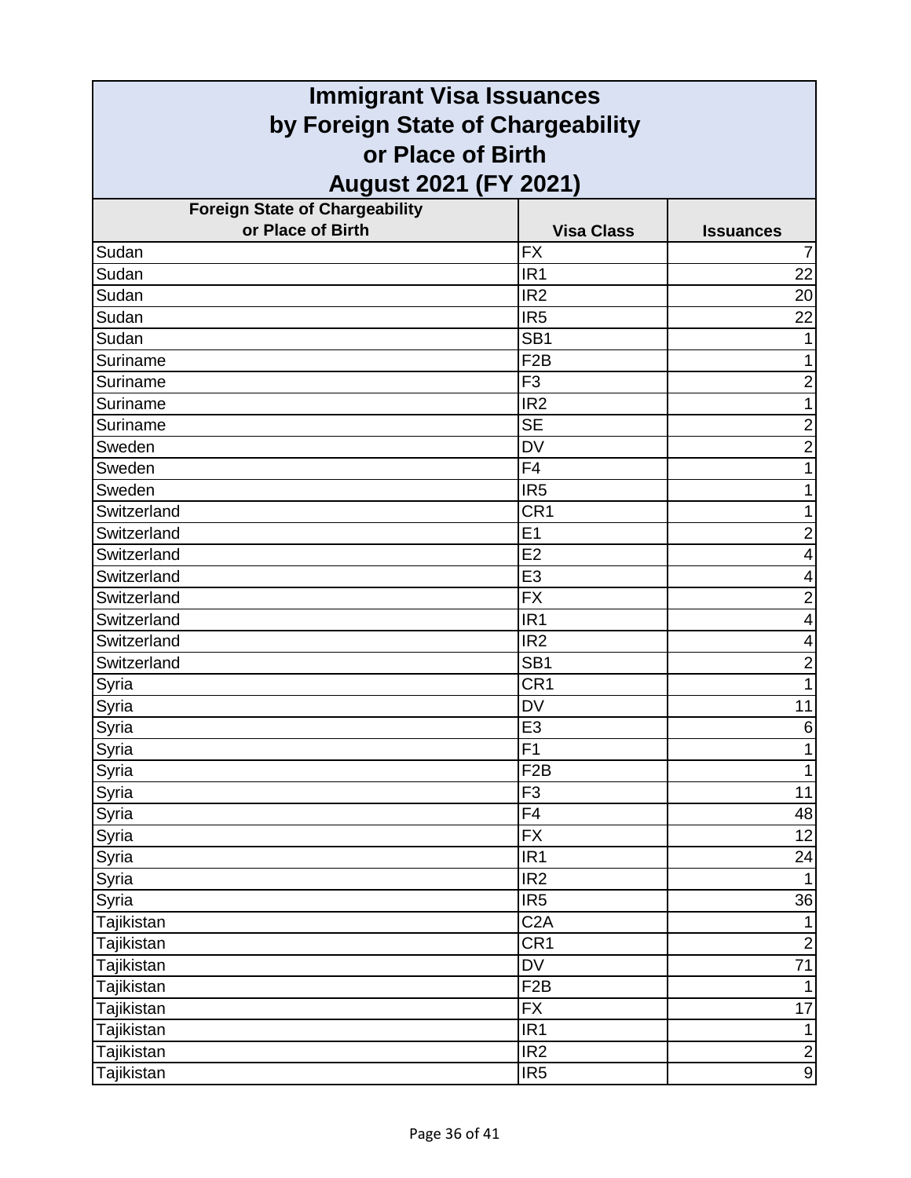# Immigrant Visa Issuances by Foreign State of Chargeability or Place of Birth August 2021 (FY 2021)

| Foreign State of Chargeability or Place of Birth | Visa Class | Issuances |
|---|---|---|
| Sudan | FX | 7 |
| Sudan | IR1 | 22 |
| Sudan | IR2 | 20 |
| Sudan | IR5 | 22 |
| Sudan | SB1 | 1 |
| Suriname | F2B | 1 |
| Suriname | F3 | 2 |
| Suriname | IR2 | 1 |
| Suriname | SE | 2 |
| Sweden | DV | 2 |
| Sweden | F4 | 1 |
| Sweden | IR5 | 1 |
| Switzerland | CR1 | 1 |
| Switzerland | E1 | 2 |
| Switzerland | E2 | 4 |
| Switzerland | E3 | 4 |
| Switzerland | FX | 2 |
| Switzerland | IR1 | 4 |
| Switzerland | IR2 | 4 |
| Switzerland | SB1 | 2 |
| Syria | CR1 | 1 |
| Syria | DV | 11 |
| Syria | E3 | 6 |
| Syria | F1 | 1 |
| Syria | F2B | 1 |
| Syria | F3 | 11 |
| Syria | F4 | 48 |
| Syria | FX | 12 |
| Syria | IR1 | 24 |
| Syria | IR2 | 1 |
| Syria | IR5 | 36 |
| Tajikistan | C2A | 1 |
| Tajikistan | CR1 | 2 |
| Tajikistan | DV | 71 |
| Tajikistan | F2B | 1 |
| Tajikistan | FX | 17 |
| Tajikistan | IR1 | 1 |
| Tajikistan | IR2 | 2 |
| Tajikistan | IR5 | 9 |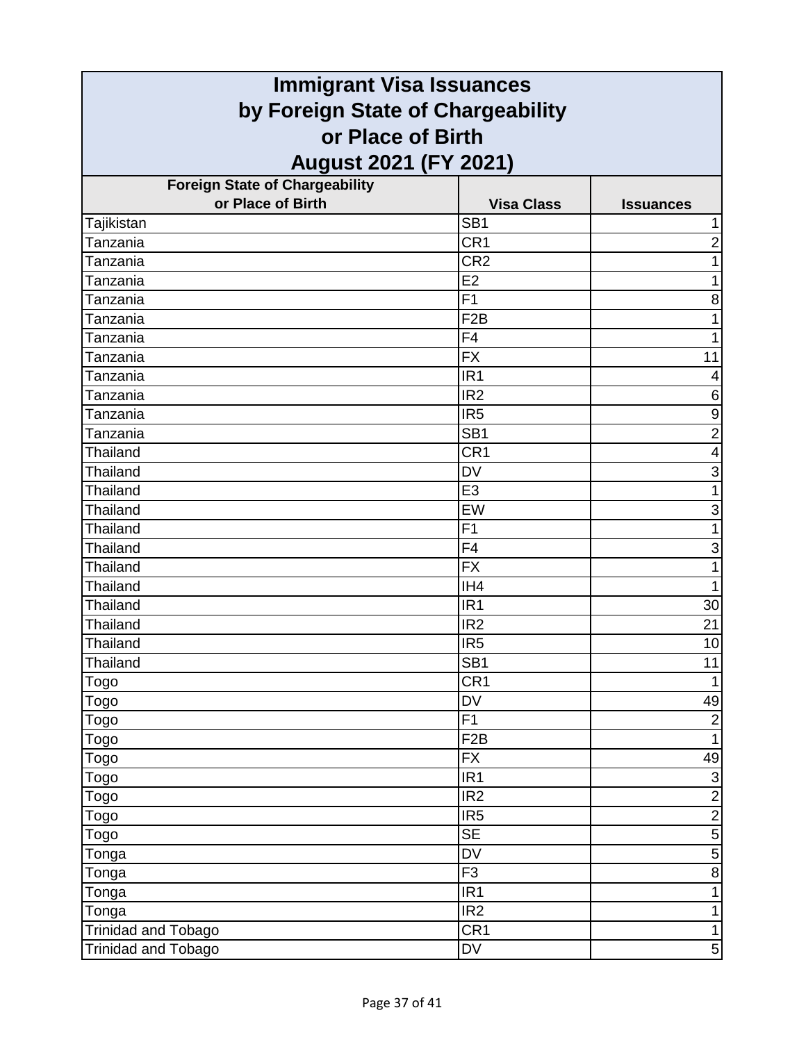# Immigrant Visa Issuances by Foreign State of Chargeability or Place of Birth August 2021 (FY 2021)

| Foreign State of Chargeability or Place of Birth | Visa Class | Issuances |
|---|---|---|
| Tajikistan | SB1 | 1 |
| Tanzania | CR1 | 2 |
| Tanzania | CR2 | 1 |
| Tanzania | E2 | 1 |
| Tanzania | F1 | 8 |
| Tanzania | F2B | 1 |
| Tanzania | F4 | 1 |
| Tanzania | FX | 11 |
| Tanzania | IR1 | 4 |
| Tanzania | IR2 | 6 |
| Tanzania | IR5 | 9 |
| Tanzania | SB1 | 2 |
| Thailand | CR1 | 4 |
| Thailand | DV | 3 |
| Thailand | E3 | 1 |
| Thailand | EW | 3 |
| Thailand | F1 | 1 |
| Thailand | F4 | 3 |
| Thailand | FX | 1 |
| Thailand | IH4 | 1 |
| Thailand | IR1 | 30 |
| Thailand | IR2 | 21 |
| Thailand | IR5 | 10 |
| Thailand | SB1 | 11 |
| Togo | CR1 | 1 |
| Togo | DV | 49 |
| Togo | F1 | 2 |
| Togo | F2B | 1 |
| Togo | FX | 49 |
| Togo | IR1 | 3 |
| Togo | IR2 | 2 |
| Togo | IR5 | 2 |
| Togo | SE | 5 |
| Tonga | DV | 5 |
| Tonga | F3 | 8 |
| Tonga | IR1 | 1 |
| Tonga | IR2 | 1 |
| Trinidad and Tobago | CR1 | 1 |
| Trinidad and Tobago | DV | 5 |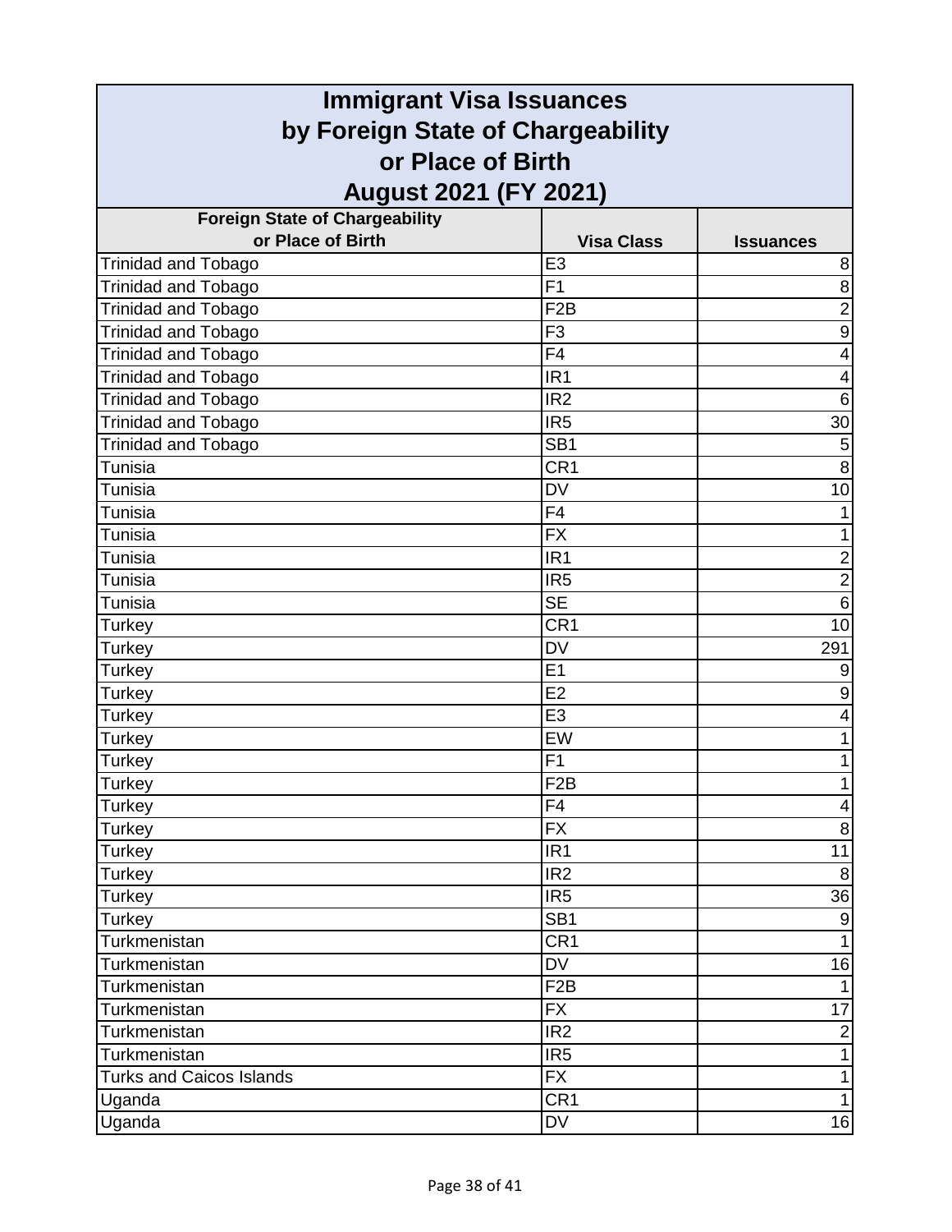# Immigrant Visa Issuances by Foreign State of Chargeability or Place of Birth August 2021 (FY 2021)

| Foreign State of Chargeability or Place of Birth | Visa Class | Issuances |
|---|---|---|
| Trinidad and Tobago | E3 | 8 |
| Trinidad and Tobago | F1 | 8 |
| Trinidad and Tobago | F2B | 2 |
| Trinidad and Tobago | F3 | 9 |
| Trinidad and Tobago | F4 | 4 |
| Trinidad and Tobago | IR1 | 4 |
| Trinidad and Tobago | IR2 | 6 |
| Trinidad and Tobago | IR5 | 30 |
| Trinidad and Tobago | SB1 | 5 |
| Tunisia | CR1 | 8 |
| Tunisia | DV | 10 |
| Tunisia | F4 | 1 |
| Tunisia | FX | 1 |
| Tunisia | IR1 | 2 |
| Tunisia | IR5 | 2 |
| Tunisia | SE | 6 |
| Turkey | CR1 | 10 |
| Turkey | DV | 291 |
| Turkey | E1 | 9 |
| Turkey | E2 | 9 |
| Turkey | E3 | 4 |
| Turkey | EW | 1 |
| Turkey | F1 | 1 |
| Turkey | F2B | 1 |
| Turkey | F4 | 4 |
| Turkey | FX | 8 |
| Turkey | IR1 | 11 |
| Turkey | IR2 | 8 |
| Turkey | IR5 | 36 |
| Turkey | SB1 | 9 |
| Turkmenistan | CR1 | 1 |
| Turkmenistan | DV | 16 |
| Turkmenistan | F2B | 1 |
| Turkmenistan | FX | 17 |
| Turkmenistan | IR2 | 2 |
| Turkmenistan | IR5 | 1 |
| Turks and Caicos Islands | FX | 1 |
| Uganda | CR1 | 1 |
| Uganda | DV | 16 |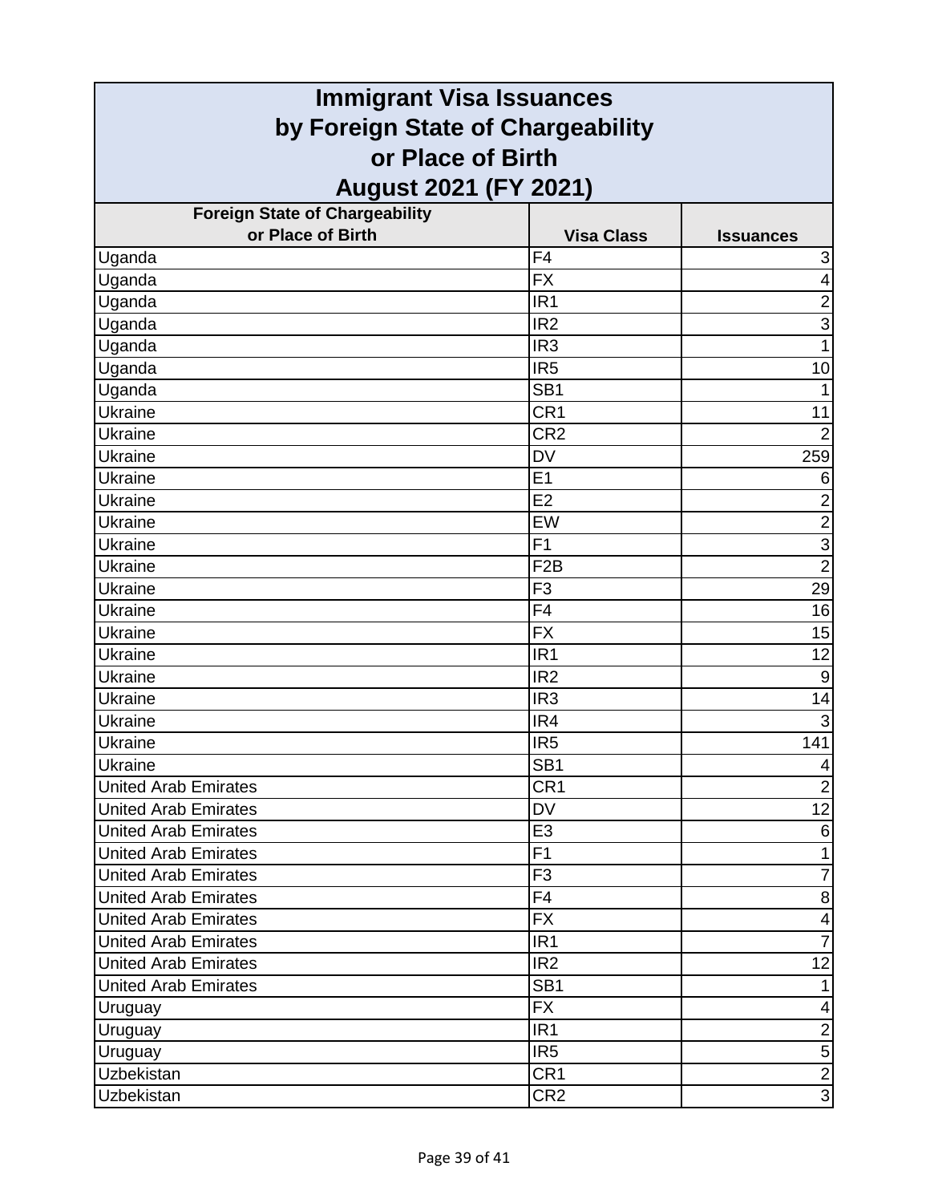# Immigrant Visa Issuances by Foreign State of Chargeability or Place of Birth August 2021 (FY 2021)

| Foreign State of Chargeability or Place of Birth | Visa Class | Issuances |
|---|---|---|
| Uganda | F4 | 3 |
| Uganda | FX | 4 |
| Uganda | IR1 | 2 |
| Uganda | IR2 | 3 |
| Uganda | IR3 | 1 |
| Uganda | IR5 | 10 |
| Uganda | SB1 | 1 |
| Ukraine | CR1 | 11 |
| Ukraine | CR2 | 2 |
| Ukraine | DV | 259 |
| Ukraine | E1 | 6 |
| Ukraine | E2 | 2 |
| Ukraine | EW | 2 |
| Ukraine | F1 | 3 |
| Ukraine | F2B | 2 |
| Ukraine | F3 | 29 |
| Ukraine | F4 | 16 |
| Ukraine | FX | 15 |
| Ukraine | IR1 | 12 |
| Ukraine | IR2 | 9 |
| Ukraine | IR3 | 14 |
| Ukraine | IR4 | 3 |
| Ukraine | IR5 | 141 |
| Ukraine | SB1 | 4 |
| United Arab Emirates | CR1 | 2 |
| United Arab Emirates | DV | 12 |
| United Arab Emirates | E3 | 6 |
| United Arab Emirates | F1 | 1 |
| United Arab Emirates | F3 | 7 |
| United Arab Emirates | F4 | 8 |
| United Arab Emirates | FX | 4 |
| United Arab Emirates | IR1 | 7 |
| United Arab Emirates | IR2 | 12 |
| United Arab Emirates | SB1 | 1 |
| Uruguay | FX | 4 |
| Uruguay | IR1 | 2 |
| Uruguay | IR5 | 5 |
| Uzbekistan | CR1 | 2 |
| Uzbekistan | CR2 | 3 |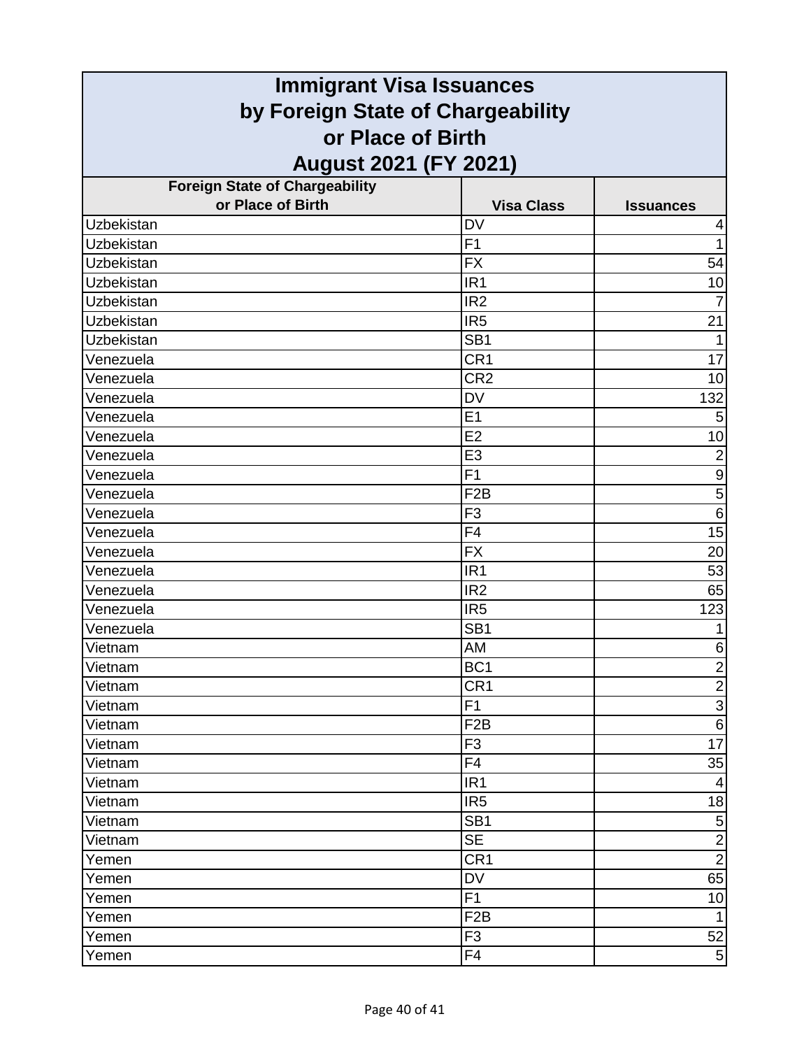# Immigrant Visa Issuances by Foreign State of Chargeability or Place of Birth August 2021 (FY 2021)

| Foreign State of Chargeability or Place of Birth | Visa Class | Issuances |
|---|---|---|
| Uzbekistan | DV | 4 |
| Uzbekistan | F1 | 1 |
| Uzbekistan | FX | 54 |
| Uzbekistan | IR1 | 10 |
| Uzbekistan | IR2 | 7 |
| Uzbekistan | IR5 | 21 |
| Uzbekistan | SB1 | 1 |
| Venezuela | CR1 | 17 |
| Venezuela | CR2 | 10 |
| Venezuela | DV | 132 |
| Venezuela | E1 | 5 |
| Venezuela | E2 | 10 |
| Venezuela | E3 | 2 |
| Venezuela | F1 | 9 |
| Venezuela | F2B | 5 |
| Venezuela | F3 | 6 |
| Venezuela | F4 | 15 |
| Venezuela | FX | 20 |
| Venezuela | IR1 | 53 |
| Venezuela | IR2 | 65 |
| Venezuela | IR5 | 123 |
| Venezuela | SB1 | 1 |
| Vietnam | AM | 6 |
| Vietnam | BC1 | 2 |
| Vietnam | CR1 | 2 |
| Vietnam | F1 | 3 |
| Vietnam | F2B | 6 |
| Vietnam | F3 | 17 |
| Vietnam | F4 | 35 |
| Vietnam | IR1 | 4 |
| Vietnam | IR5 | 18 |
| Vietnam | SB1 | 5 |
| Vietnam | SE | 2 |
| Yemen | CR1 | 2 |
| Yemen | DV | 65 |
| Yemen | F1 | 10 |
| Yemen | F2B | 1 |
| Yemen | F3 | 52 |
| Yemen | F4 | 5 |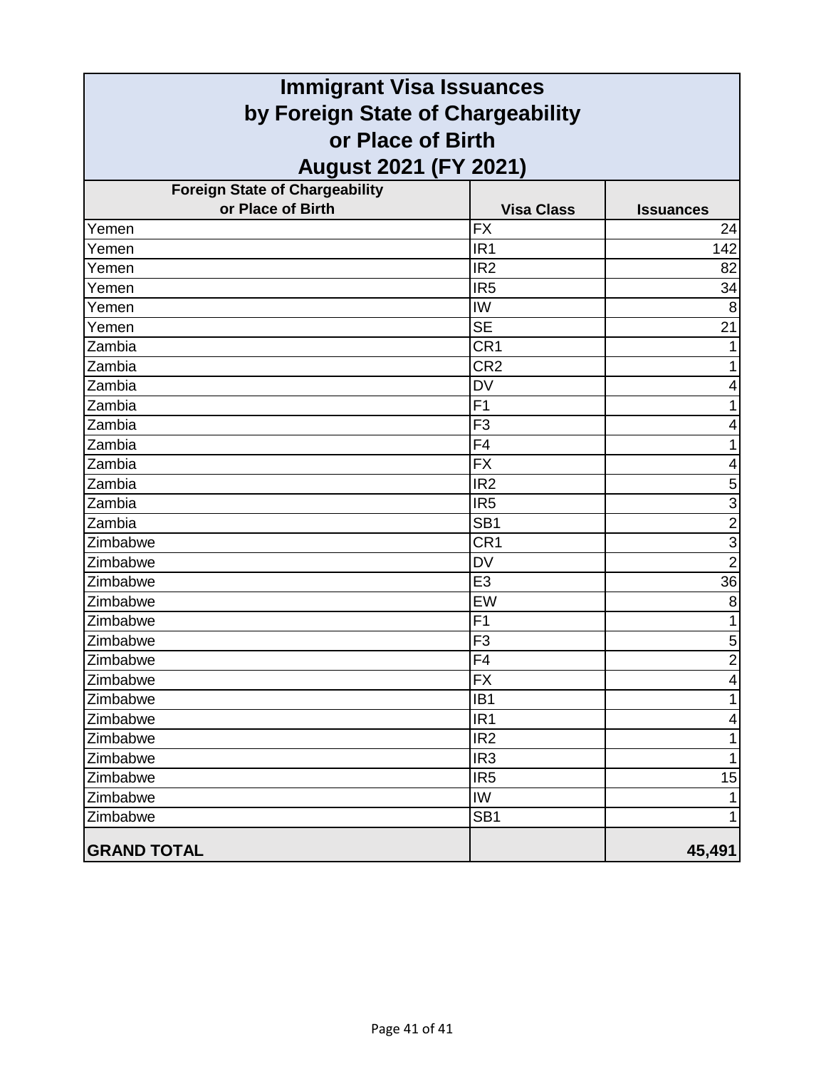# Immigrant Visa Issuances by Foreign State of Chargeability or Place of Birth August 2021 (FY 2021)

| Foreign State of Chargeability or Place of Birth | Visa Class | Issuances |
|---|---|---|
| Yemen | FX | 24 |
| Yemen | IR1 | 142 |
| Yemen | IR2 | 82 |
| Yemen | IR5 | 34 |
| Yemen | IW | 8 |
| Yemen | SE | 21 |
| Zambia | CR1 | 1 |
| Zambia | CR2 | 1 |
| Zambia | DV | 4 |
| Zambia | F1 | 1 |
| Zambia | F3 | 4 |
| Zambia | F4 | 1 |
| Zambia | FX | 4 |
| Zambia | IR2 | 5 |
| Zambia | IR5 | 3 |
| Zambia | SB1 | 2 |
| Zimbabwe | CR1 | 3 |
| Zimbabwe | DV | 2 |
| Zimbabwe | E3 | 36 |
| Zimbabwe | EW | 8 |
| Zimbabwe | F1 | 1 |
| Zimbabwe | F3 | 5 |
| Zimbabwe | F4 | 2 |
| Zimbabwe | FX | 4 |
| Zimbabwe | IB1 | 1 |
| Zimbabwe | IR1 | 4 |
| Zimbabwe | IR2 | 1 |
| Zimbabwe | IR3 | 1 |
| Zimbabwe | IR5 | 15 |
| Zimbabwe | IW | 1 |
| Zimbabwe | SB1 | 1 |
| **GRAND TOTAL** | | **45,491** |